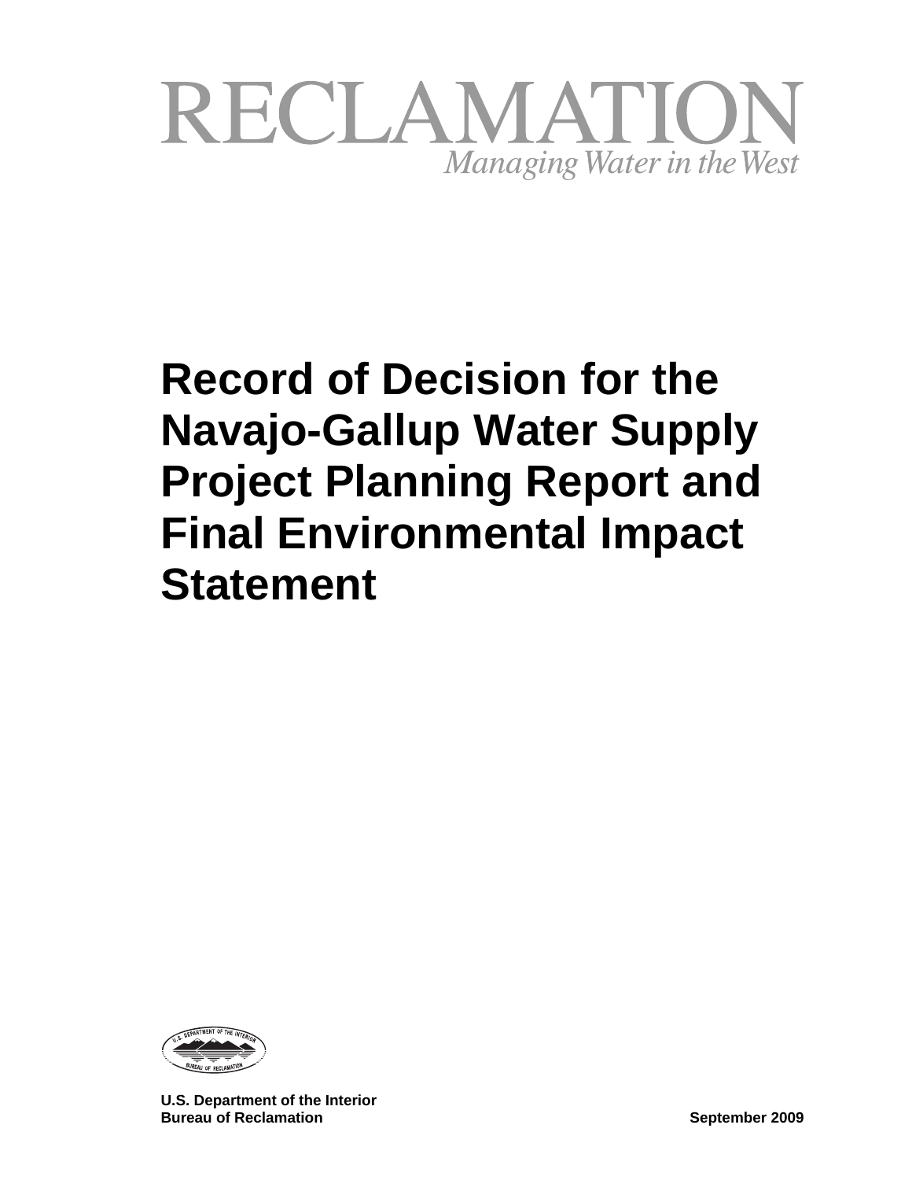RECLAMATION

*Managing Water in the West*

# Record of Decision for the Navajo-Gallup Water Supply Project Planning Report and Final Environmental Impact Statement

**U.S. Department of the Interior**
**Bureau of Reclamation**

**September 2009**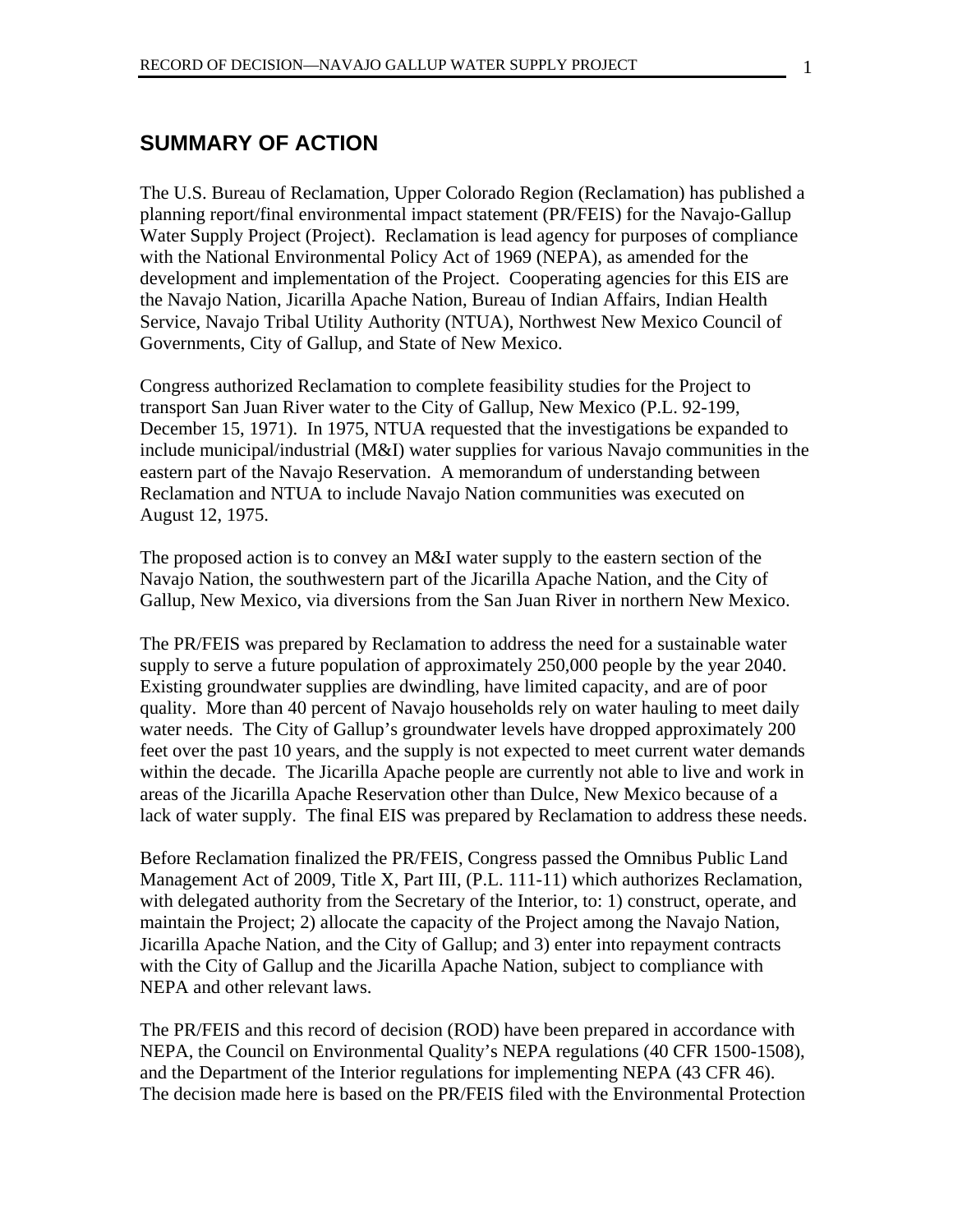## SUMMARY OF ACTION

The U.S. Bureau of Reclamation, Upper Colorado Region (Reclamation) has published a planning report/final environmental impact statement (PR/FEIS) for the Navajo-Gallup Water Supply Project (Project). Reclamation is lead agency for purposes of compliance with the National Environmental Policy Act of 1969 (NEPA), as amended for the development and implementation of the Project. Cooperating agencies for this EIS are the Navajo Nation, Jicarilla Apache Nation, Bureau of Indian Affairs, Indian Health Service, Navajo Tribal Utility Authority (NTUA), Northwest New Mexico Council of Governments, City of Gallup, and State of New Mexico.

Congress authorized Reclamation to complete feasibility studies for the Project to transport San Juan River water to the City of Gallup, New Mexico (P.L. 92-199, December 15, 1971). In 1975, NTUA requested that the investigations be expanded to include municipal/industrial (M&I) water supplies for various Navajo communities in the eastern part of the Navajo Reservation. A memorandum of understanding between Reclamation and NTUA to include Navajo Nation communities was executed on August 12, 1975.

The proposed action is to convey an M&I water supply to the eastern section of the Navajo Nation, the southwestern part of the Jicarilla Apache Nation, and the City of Gallup, New Mexico, via diversions from the San Juan River in northern New Mexico.

The PR/FEIS was prepared by Reclamation to address the need for a sustainable water supply to serve a future population of approximately 250,000 people by the year 2040. Existing groundwater supplies are dwindling, have limited capacity, and are of poor quality. More than 40 percent of Navajo households rely on water hauling to meet daily water needs. The City of Gallup's groundwater levels have dropped approximately 200 feet over the past 10 years, and the supply is not expected to meet current water demands within the decade. The Jicarilla Apache people are currently not able to live and work in areas of the Jicarilla Apache Reservation other than Dulce, New Mexico because of a lack of water supply. The final EIS was prepared by Reclamation to address these needs.

Before Reclamation finalized the PR/FEIS, Congress passed the Omnibus Public Land Management Act of 2009, Title X, Part III, (P.L. 111-11) which authorizes Reclamation, with delegated authority from the Secretary of the Interior, to: 1) construct, operate, and maintain the Project; 2) allocate the capacity of the Project among the Navajo Nation, Jicarilla Apache Nation, and the City of Gallup; and 3) enter into repayment contracts with the City of Gallup and the Jicarilla Apache Nation, subject to compliance with NEPA and other relevant laws.

The PR/FEIS and this record of decision (ROD) have been prepared in accordance with NEPA, the Council on Environmental Quality's NEPA regulations (40 CFR 1500-1508), and the Department of the Interior regulations for implementing NEPA (43 CFR 46). The decision made here is based on the PR/FEIS filed with the Environmental Protection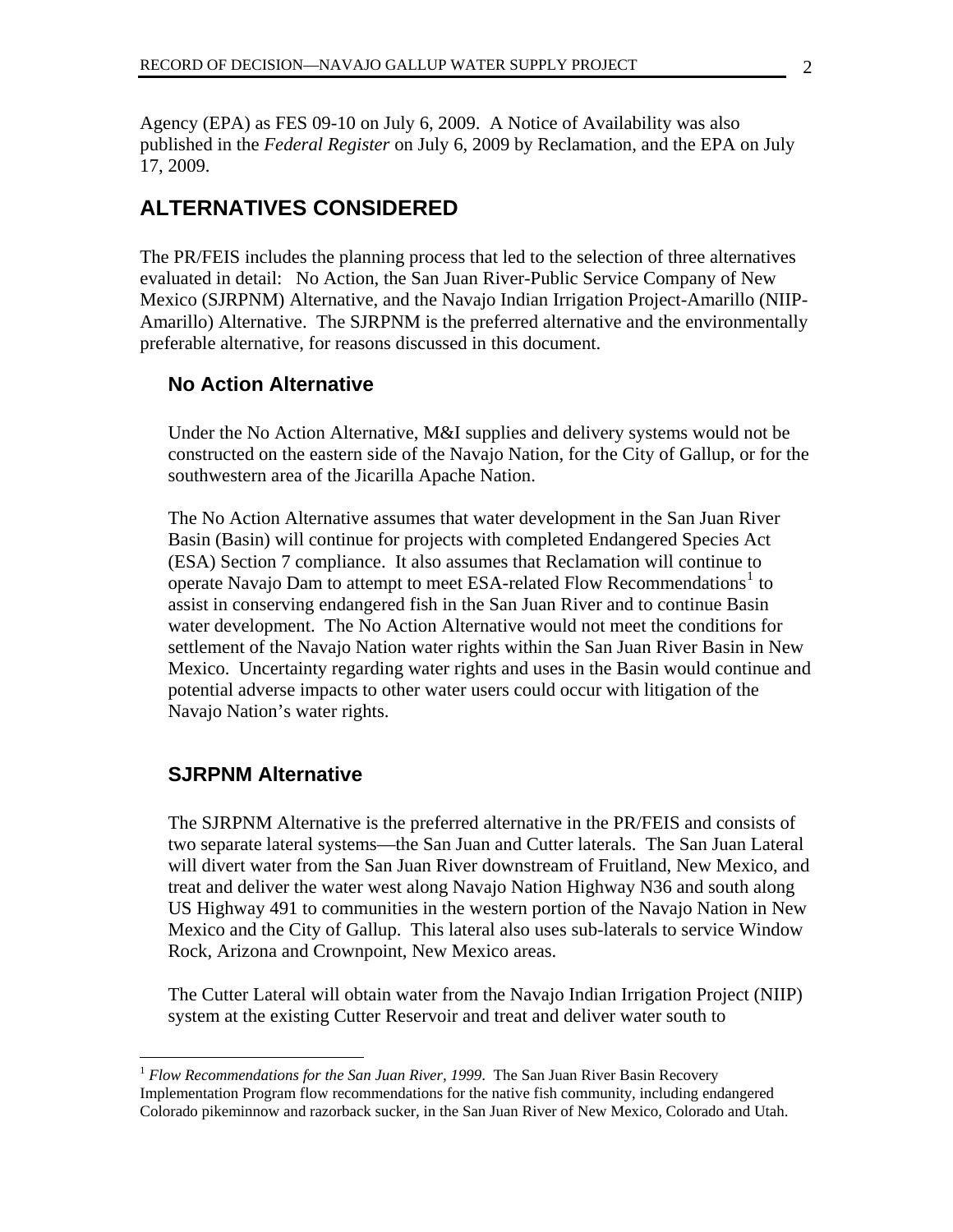Agency (EPA) as FES 09-10 on July 6, 2009. A Notice of Availability was also published in the *Federal Register* on July 6, 2009 by Reclamation, and the EPA on July 17, 2009.

## ALTERNATIVES CONSIDERED

The PR/FEIS includes the planning process that led to the selection of three alternatives evaluated in detail: No Action, the San Juan River-Public Service Company of New Mexico (SJRPNM) Alternative, and the Navajo Indian Irrigation Project-Amarillo (NIIP-Amarillo) Alternative. The SJRPNM is the preferred alternative and the environmentally preferable alternative, for reasons discussed in this document.

### No Action Alternative

Under the No Action Alternative, M&I supplies and delivery systems would not be constructed on the eastern side of the Navajo Nation, for the City of Gallup, or for the southwestern area of the Jicarilla Apache Nation.

The No Action Alternative assumes that water development in the San Juan River Basin (Basin) will continue for projects with completed Endangered Species Act (ESA) Section 7 compliance. It also assumes that Reclamation will continue to operate Navajo Dam to attempt to meet ESA-related Flow Recommendations[1] to assist in conserving endangered fish in the San Juan River and to continue Basin water development. The No Action Alternative would not meet the conditions for settlement of the Navajo Nation water rights within the San Juan River Basin in New Mexico. Uncertainty regarding water rights and uses in the Basin would continue and potential adverse impacts to other water users could occur with litigation of the Navajo Nation's water rights.

### SJRPNM Alternative

The SJRPNM Alternative is the preferred alternative in the PR/FEIS and consists of two separate lateral systems—the San Juan and Cutter laterals. The San Juan Lateral will divert water from the San Juan River downstream of Fruitland, New Mexico, and treat and deliver the water west along Navajo Nation Highway N36 and south along US Highway 491 to communities in the western portion of the Navajo Nation in New Mexico and the City of Gallup. This lateral also uses sub-laterals to service Window Rock, Arizona and Crownpoint, New Mexico areas.

The Cutter Lateral will obtain water from the Navajo Indian Irrigation Project (NIIP) system at the existing Cutter Reservoir and treat and deliver water south to

---

[1] *Flow Recommendations for the San Juan River, 1999*. The San Juan River Basin Recovery Implementation Program flow recommendations for the native fish community, including endangered Colorado pikeminnow and razorback sucker, in the San Juan River of New Mexico, Colorado and Utah.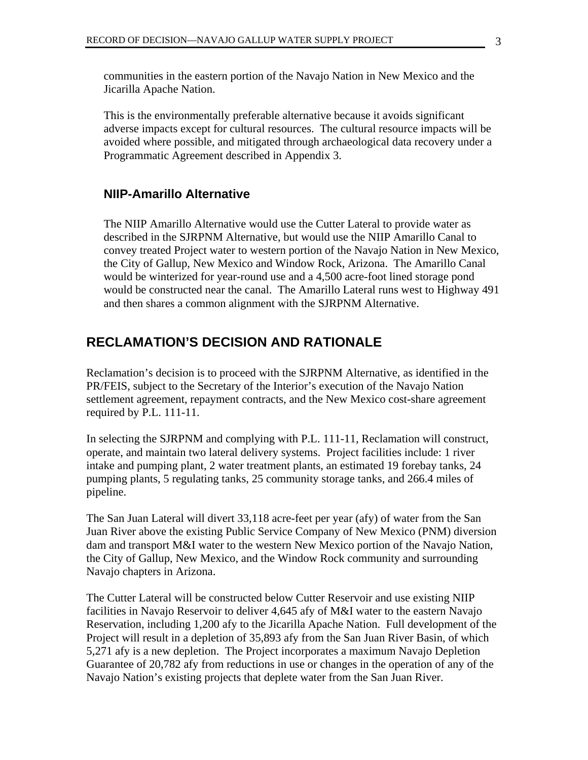communities in the eastern portion of the Navajo Nation in New Mexico and the Jicarilla Apache Nation.

This is the environmentally preferable alternative because it avoids significant adverse impacts except for cultural resources. The cultural resource impacts will be avoided where possible, and mitigated through archaeological data recovery under a Programmatic Agreement described in Appendix 3.

### NIIP-Amarillo Alternative

The NIIP Amarillo Alternative would use the Cutter Lateral to provide water as described in the SJRPNM Alternative, but would use the NIIP Amarillo Canal to convey treated Project water to western portion of the Navajo Nation in New Mexico, the City of Gallup, New Mexico and Window Rock, Arizona. The Amarillo Canal would be winterized for year-round use and a 4,500 acre-foot lined storage pond would be constructed near the canal. The Amarillo Lateral runs west to Highway 491 and then shares a common alignment with the SJRPNM Alternative.

## RECLAMATION'S DECISION AND RATIONALE

Reclamation's decision is to proceed with the SJRPNM Alternative, as identified in the PR/FEIS, subject to the Secretary of the Interior's execution of the Navajo Nation settlement agreement, repayment contracts, and the New Mexico cost-share agreement required by P.L. 111-11.

In selecting the SJRPNM and complying with P.L. 111-11, Reclamation will construct, operate, and maintain two lateral delivery systems. Project facilities include: 1 river intake and pumping plant, 2 water treatment plants, an estimated 19 forebay tanks, 24 pumping plants, 5 regulating tanks, 25 community storage tanks, and 266.4 miles of pipeline.

The San Juan Lateral will divert 33,118 acre-feet per year (afy) of water from the San Juan River above the existing Public Service Company of New Mexico (PNM) diversion dam and transport M&I water to the western New Mexico portion of the Navajo Nation, the City of Gallup, New Mexico, and the Window Rock community and surrounding Navajo chapters in Arizona.

The Cutter Lateral will be constructed below Cutter Reservoir and use existing NIIP facilities in Navajo Reservoir to deliver 4,645 afy of M&I water to the eastern Navajo Reservation, including 1,200 afy to the Jicarilla Apache Nation. Full development of the Project will result in a depletion of 35,893 afy from the San Juan River Basin, of which 5,271 afy is a new depletion. The Project incorporates a maximum Navajo Depletion Guarantee of 20,782 afy from reductions in use or changes in the operation of any of the Navajo Nation's existing projects that deplete water from the San Juan River.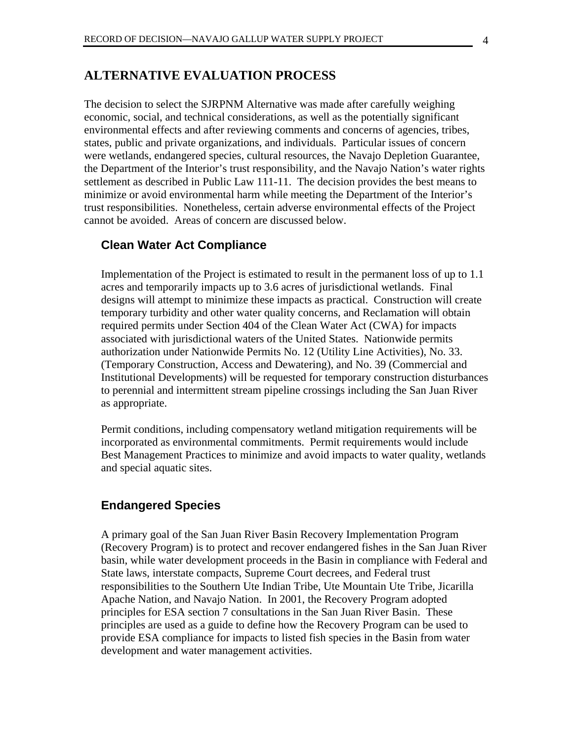## ALTERNATIVE EVALUATION PROCESS

The decision to select the SJRPNM Alternative was made after carefully weighing economic, social, and technical considerations, as well as the potentially significant environmental effects and after reviewing comments and concerns of agencies, tribes, states, public and private organizations, and individuals. Particular issues of concern were wetlands, endangered species, cultural resources, the Navajo Depletion Guarantee, the Department of the Interior's trust responsibility, and the Navajo Nation's water rights settlement as described in Public Law 111-11. The decision provides the best means to minimize or avoid environmental harm while meeting the Department of the Interior's trust responsibilities. Nonetheless, certain adverse environmental effects of the Project cannot be avoided. Areas of concern are discussed below.

### Clean Water Act Compliance

Implementation of the Project is estimated to result in the permanent loss of up to 1.1 acres and temporarily impacts up to 3.6 acres of jurisdictional wetlands. Final designs will attempt to minimize these impacts as practical. Construction will create temporary turbidity and other water quality concerns, and Reclamation will obtain required permits under Section 404 of the Clean Water Act (CWA) for impacts associated with jurisdictional waters of the United States. Nationwide permits authorization under Nationwide Permits No. 12 (Utility Line Activities), No. 33. (Temporary Construction, Access and Dewatering), and No. 39 (Commercial and Institutional Developments) will be requested for temporary construction disturbances to perennial and intermittent stream pipeline crossings including the San Juan River as appropriate.

Permit conditions, including compensatory wetland mitigation requirements will be incorporated as environmental commitments. Permit requirements would include Best Management Practices to minimize and avoid impacts to water quality, wetlands and special aquatic sites.

### Endangered Species

A primary goal of the San Juan River Basin Recovery Implementation Program (Recovery Program) is to protect and recover endangered fishes in the San Juan River basin, while water development proceeds in the Basin in compliance with Federal and State laws, interstate compacts, Supreme Court decrees, and Federal trust responsibilities to the Southern Ute Indian Tribe, Ute Mountain Ute Tribe, Jicarilla Apache Nation, and Navajo Nation. In 2001, the Recovery Program adopted principles for ESA section 7 consultations in the San Juan River Basin. These principles are used as a guide to define how the Recovery Program can be used to provide ESA compliance for impacts to listed fish species in the Basin from water development and water management activities.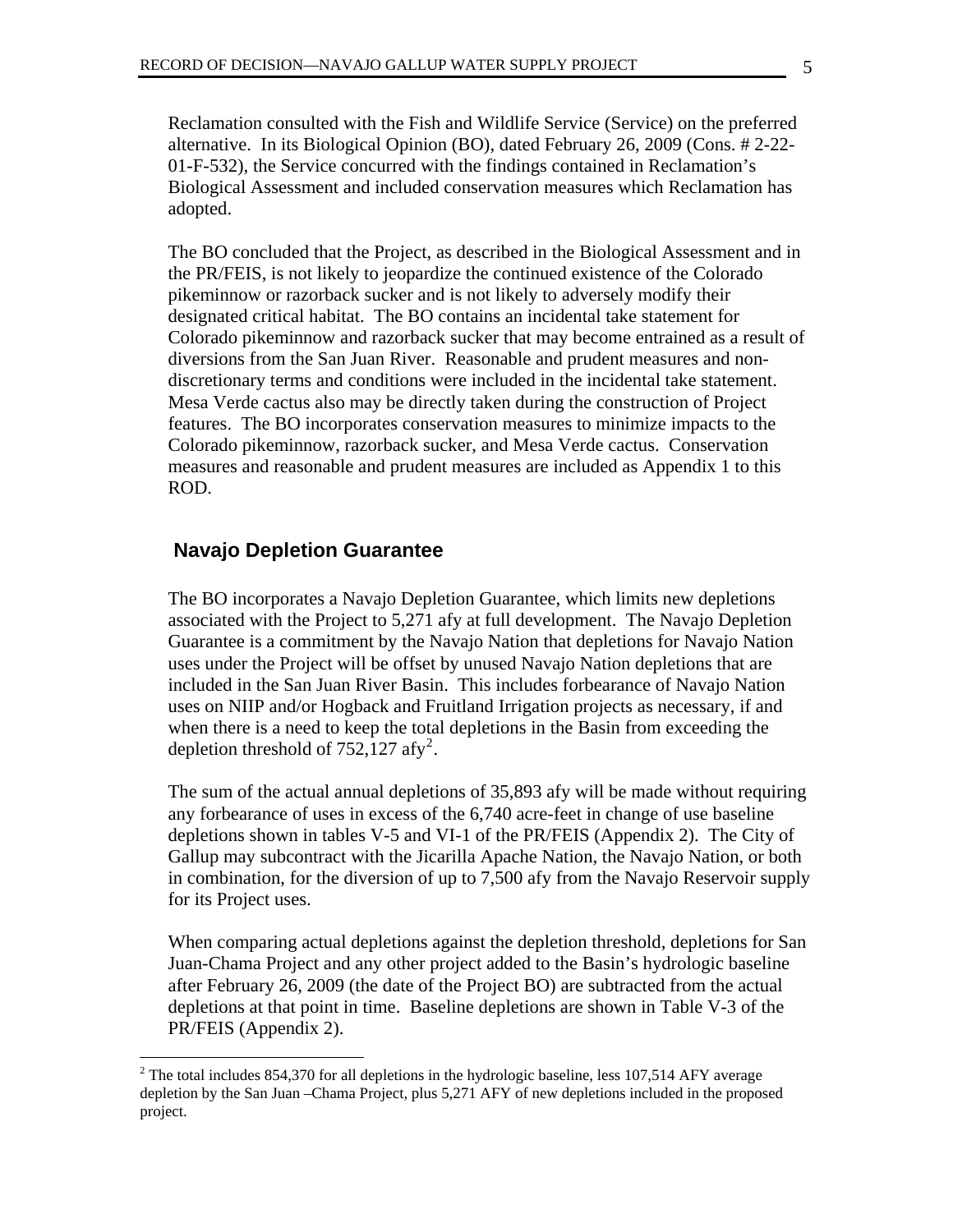Reclamation consulted with the Fish and Wildlife Service (Service) on the preferred alternative. In its Biological Opinion (BO), dated February 26, 2009 (Cons. # 2-22-01-F-532), the Service concurred with the findings contained in Reclamation's Biological Assessment and included conservation measures which Reclamation has adopted.

The BO concluded that the Project, as described in the Biological Assessment and in the PR/FEIS, is not likely to jeopardize the continued existence of the Colorado pikeminnow or razorback sucker and is not likely to adversely modify their designated critical habitat. The BO contains an incidental take statement for Colorado pikeminnow and razorback sucker that may become entrained as a result of diversions from the San Juan River. Reasonable and prudent measures and non-discretionary terms and conditions were included in the incidental take statement. Mesa Verde cactus also may be directly taken during the construction of Project features. The BO incorporates conservation measures to minimize impacts to the Colorado pikeminnow, razorback sucker, and Mesa Verde cactus. Conservation measures and reasonable and prudent measures are included as Appendix 1 to this ROD.

## Navajo Depletion Guarantee

The BO incorporates a Navajo Depletion Guarantee, which limits new depletions associated with the Project to 5,271 afy at full development. The Navajo Depletion Guarantee is a commitment by the Navajo Nation that depletions for Navajo Nation uses under the Project will be offset by unused Navajo Nation depletions that are included in the San Juan River Basin. This includes forbearance of Navajo Nation uses on NIIP and/or Hogback and Fruitland Irrigation projects as necessary, if and when there is a need to keep the total depletions in the Basin from exceeding the depletion threshold of 752,127 afy[2].

The sum of the actual annual depletions of 35,893 afy will be made without requiring any forbearance of uses in excess of the 6,740 acre-feet in change of use baseline depletions shown in tables V-5 and VI-1 of the PR/FEIS (Appendix 2). The City of Gallup may subcontract with the Jicarilla Apache Nation, the Navajo Nation, or both in combination, for the diversion of up to 7,500 afy from the Navajo Reservoir supply for its Project uses.

When comparing actual depletions against the depletion threshold, depletions for San Juan-Chama Project and any other project added to the Basin's hydrologic baseline after February 26, 2009 (the date of the Project BO) are subtracted from the actual depletions at that point in time. Baseline depletions are shown in Table V-3 of the PR/FEIS (Appendix 2).

[2] The total includes 854,370 for all depletions in the hydrologic baseline, less 107,514 AFY average depletion by the San Juan –Chama Project, plus 5,271 AFY of new depletions included in the proposed project.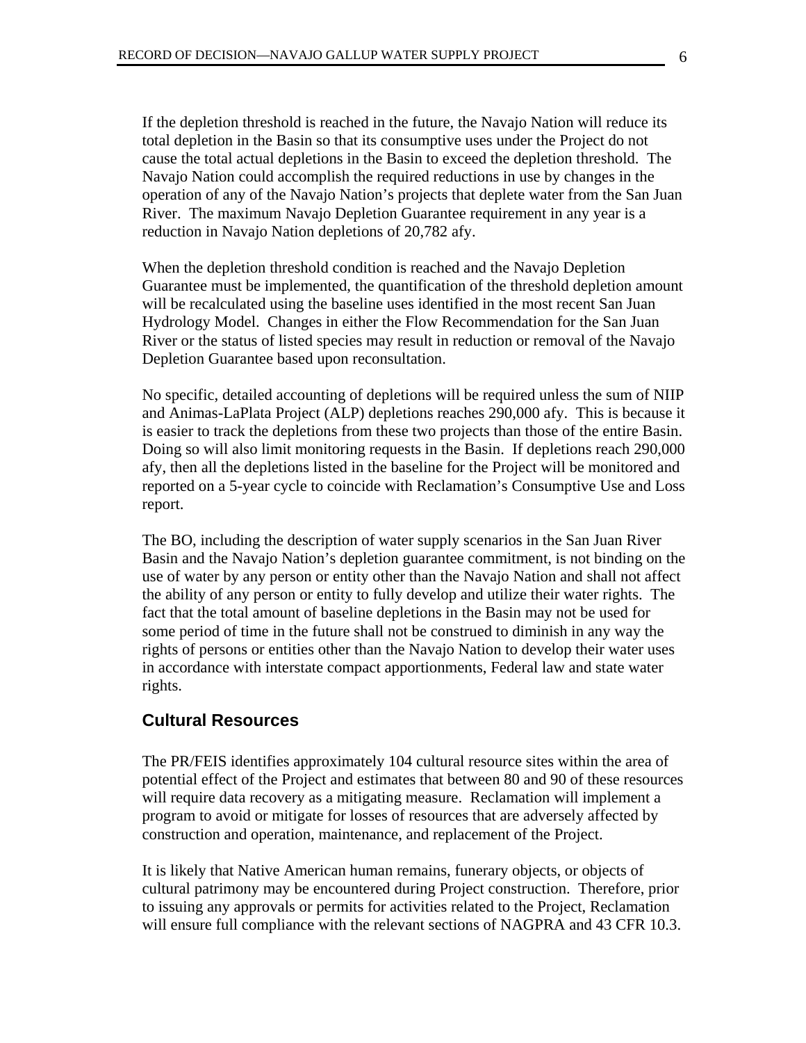If the depletion threshold is reached in the future, the Navajo Nation will reduce its total depletion in the Basin so that its consumptive uses under the Project do not cause the total actual depletions in the Basin to exceed the depletion threshold. The Navajo Nation could accomplish the required reductions in use by changes in the operation of any of the Navajo Nation's projects that deplete water from the San Juan River. The maximum Navajo Depletion Guarantee requirement in any year is a reduction in Navajo Nation depletions of 20,782 afy.

When the depletion threshold condition is reached and the Navajo Depletion Guarantee must be implemented, the quantification of the threshold depletion amount will be recalculated using the baseline uses identified in the most recent San Juan Hydrology Model. Changes in either the Flow Recommendation for the San Juan River or the status of listed species may result in reduction or removal of the Navajo Depletion Guarantee based upon reconsultation.

No specific, detailed accounting of depletions will be required unless the sum of NIIP and Animas-LaPlata Project (ALP) depletions reaches 290,000 afy. This is because it is easier to track the depletions from these two projects than those of the entire Basin. Doing so will also limit monitoring requests in the Basin. If depletions reach 290,000 afy, then all the depletions listed in the baseline for the Project will be monitored and reported on a 5-year cycle to coincide with Reclamation's Consumptive Use and Loss report.

The BO, including the description of water supply scenarios in the San Juan River Basin and the Navajo Nation's depletion guarantee commitment, is not binding on the use of water by any person or entity other than the Navajo Nation and shall not affect the ability of any person or entity to fully develop and utilize their water rights. The fact that the total amount of baseline depletions in the Basin may not be used for some period of time in the future shall not be construed to diminish in any way the rights of persons or entities other than the Navajo Nation to develop their water uses in accordance with interstate compact apportionments, Federal law and state water rights.

## Cultural Resources

The PR/FEIS identifies approximately 104 cultural resource sites within the area of potential effect of the Project and estimates that between 80 and 90 of these resources will require data recovery as a mitigating measure. Reclamation will implement a program to avoid or mitigate for losses of resources that are adversely affected by construction and operation, maintenance, and replacement of the Project.

It is likely that Native American human remains, funerary objects, or objects of cultural patrimony may be encountered during Project construction. Therefore, prior to issuing any approvals or permits for activities related to the Project, Reclamation will ensure full compliance with the relevant sections of NAGPRA and 43 CFR 10.3.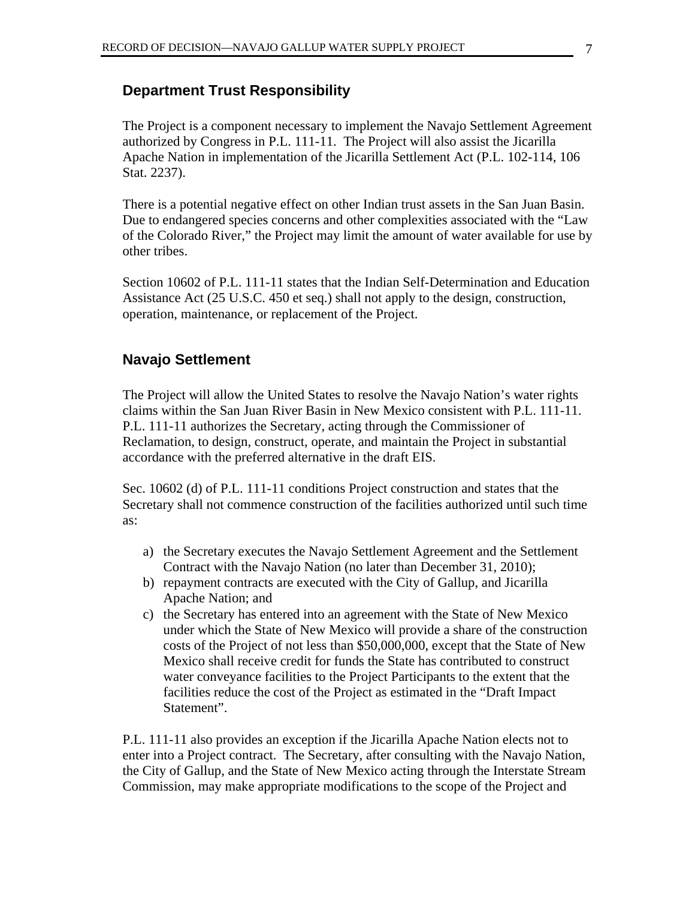## Department Trust Responsibility

The Project is a component necessary to implement the Navajo Settlement Agreement authorized by Congress in P.L. 111-11. The Project will also assist the Jicarilla Apache Nation in implementation of the Jicarilla Settlement Act (P.L. 102-114, 106 Stat. 2237).

There is a potential negative effect on other Indian trust assets in the San Juan Basin. Due to endangered species concerns and other complexities associated with the "Law of the Colorado River," the Project may limit the amount of water available for use by other tribes.

Section 10602 of P.L. 111-11 states that the Indian Self-Determination and Education Assistance Act (25 U.S.C. 450 et seq.) shall not apply to the design, construction, operation, maintenance, or replacement of the Project.

## Navajo Settlement

The Project will allow the United States to resolve the Navajo Nation's water rights claims within the San Juan River Basin in New Mexico consistent with P.L. 111-11. P.L. 111-11 authorizes the Secretary, acting through the Commissioner of Reclamation, to design, construct, operate, and maintain the Project in substantial accordance with the preferred alternative in the draft EIS.

Sec. 10602 (d) of P.L. 111-11 conditions Project construction and states that the Secretary shall not commence construction of the facilities authorized until such time as:

a) the Secretary executes the Navajo Settlement Agreement and the Settlement Contract with the Navajo Nation (no later than December 31, 2010);
b) repayment contracts are executed with the City of Gallup, and Jicarilla Apache Nation; and
c) the Secretary has entered into an agreement with the State of New Mexico under which the State of New Mexico will provide a share of the construction costs of the Project of not less than $50,000,000, except that the State of New Mexico shall receive credit for funds the State has contributed to construct water conveyance facilities to the Project Participants to the extent that the facilities reduce the cost of the Project as estimated in the "Draft Impact Statement".

P.L. 111-11 also provides an exception if the Jicarilla Apache Nation elects not to enter into a Project contract. The Secretary, after consulting with the Navajo Nation, the City of Gallup, and the State of New Mexico acting through the Interstate Stream Commission, may make appropriate modifications to the scope of the Project and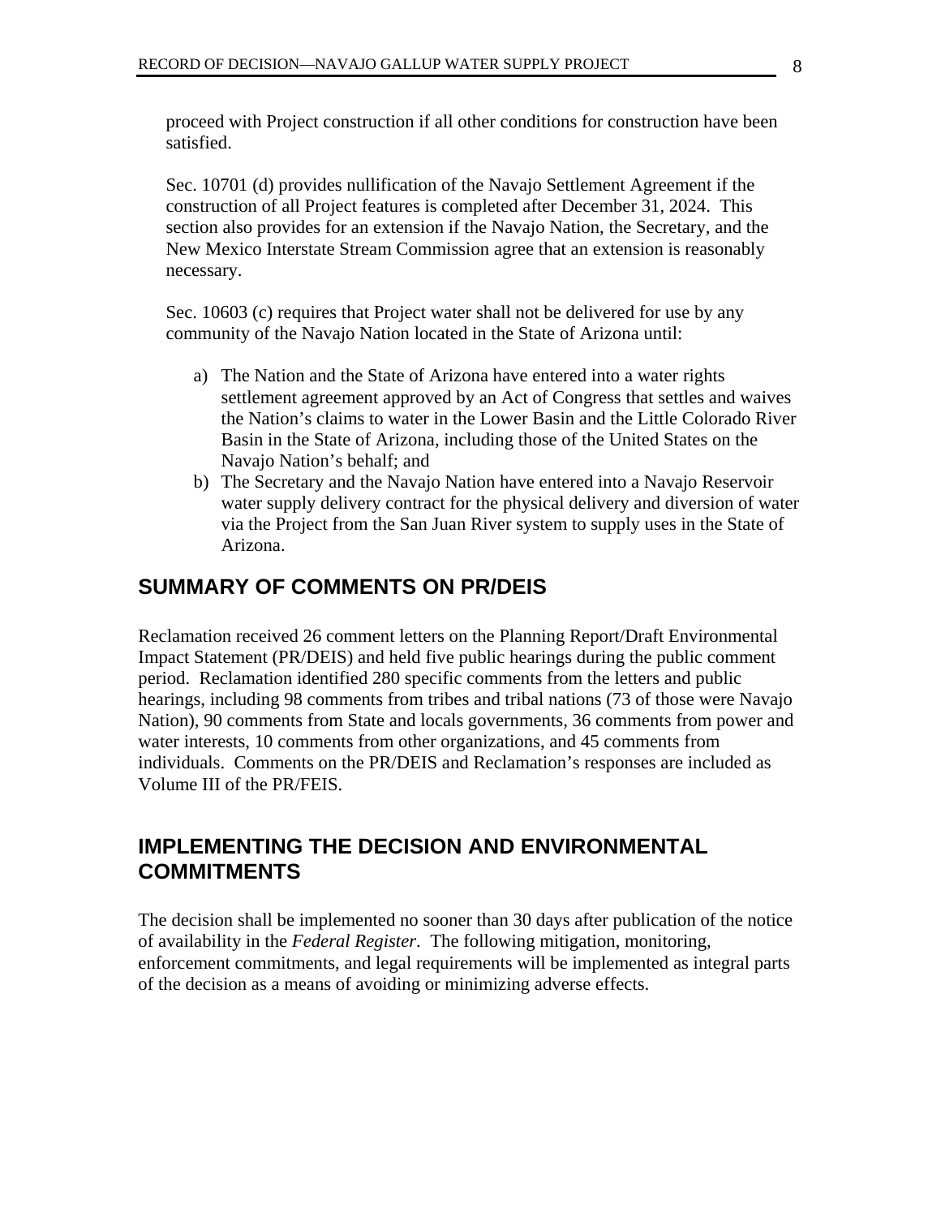proceed with Project construction if all other conditions for construction have been satisfied.

Sec. 10701 (d) provides nullification of the Navajo Settlement Agreement if the construction of all Project features is completed after December 31, 2024. This section also provides for an extension if the Navajo Nation, the Secretary, and the New Mexico Interstate Stream Commission agree that an extension is reasonably necessary.

Sec. 10603 (c) requires that Project water shall not be delivered for use by any community of the Navajo Nation located in the State of Arizona until:

a) The Nation and the State of Arizona have entered into a water rights settlement agreement approved by an Act of Congress that settles and waives the Nation's claims to water in the Lower Basin and the Little Colorado River Basin in the State of Arizona, including those of the United States on the Navajo Nation's behalf; and
b) The Secretary and the Navajo Nation have entered into a Navajo Reservoir water supply delivery contract for the physical delivery and diversion of water via the Project from the San Juan River system to supply uses in the State of Arizona.

## SUMMARY OF COMMENTS ON PR/DEIS

Reclamation received 26 comment letters on the Planning Report/Draft Environmental Impact Statement (PR/DEIS) and held five public hearings during the public comment period. Reclamation identified 280 specific comments from the letters and public hearings, including 98 comments from tribes and tribal nations (73 of those were Navajo Nation), 90 comments from State and locals governments, 36 comments from power and water interests, 10 comments from other organizations, and 45 comments from individuals. Comments on the PR/DEIS and Reclamation's responses are included as Volume III of the PR/FEIS.

## IMPLEMENTING THE DECISION AND ENVIRONMENTAL COMMITMENTS

The decision shall be implemented no sooner than 30 days after publication of the notice of availability in the *Federal Register*. The following mitigation, monitoring, enforcement commitments, and legal requirements will be implemented as integral parts of the decision as a means of avoiding or minimizing adverse effects.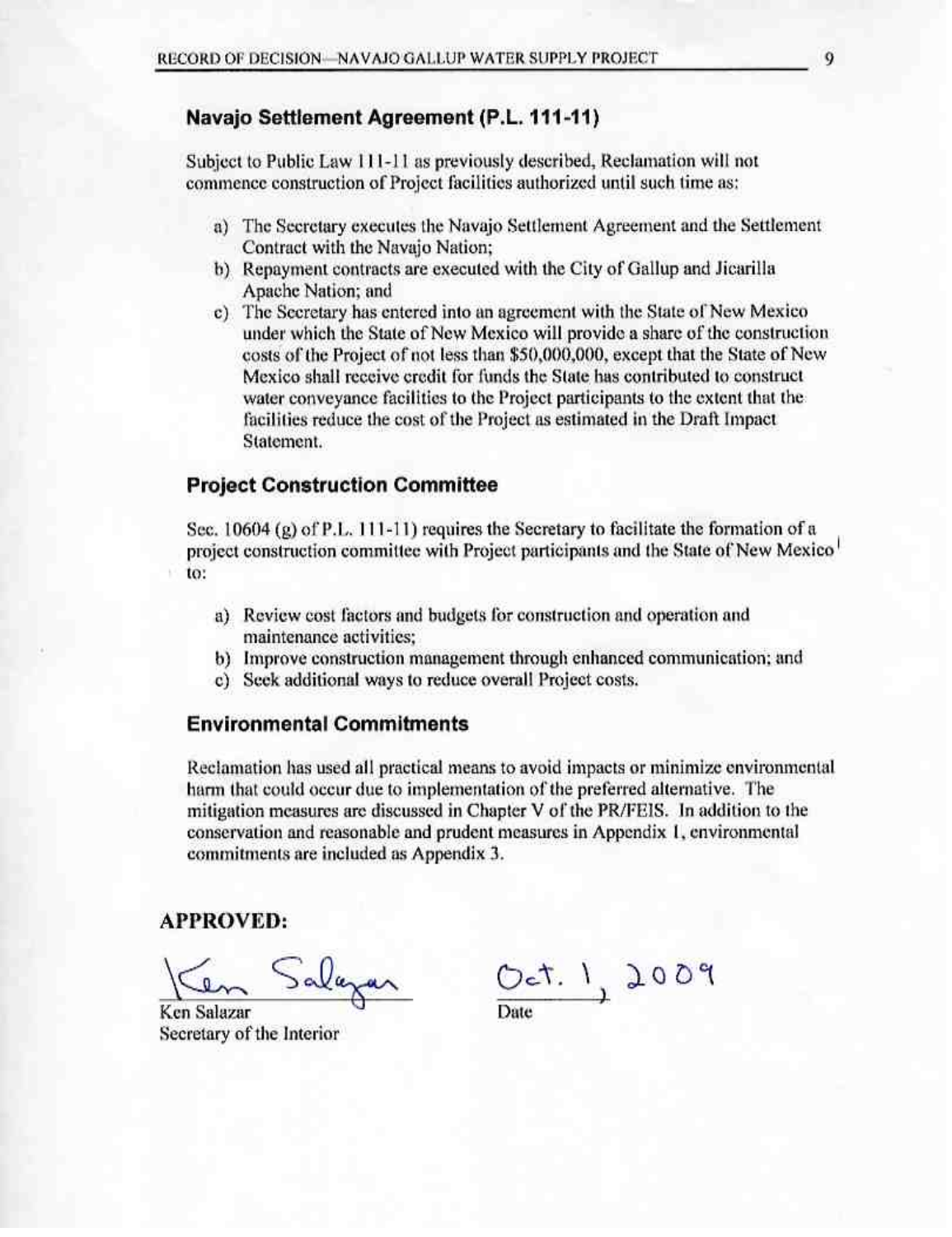### Navajo Settlement Agreement (P.L. 111-11)

Subject to Public Law 111-11 as previously described, Reclamation will not commence construction of Project facilities authorized until such time as:

a) The Secretary executes the Navajo Settlement Agreement and the Settlement Contract with the Navajo Nation;
b) Repayment contracts are executed with the City of Gallup and Jicarilla Apache Nation; and
c) The Secretary has entered into an agreement with the State of New Mexico under which the State of New Mexico will provide a share of the construction costs of the Project of not less than $50,000,000, except that the State of New Mexico shall receive credit for funds the State has contributed to construct water conveyance facilities to the Project participants to the extent that the facilities reduce the cost of the Project as estimated in the Draft Impact Statement.

### Project Construction Committee

Sec. 10604 (g) of P.L. 111-11) requires the Secretary to facilitate the formation of a project construction committee with Project participants and the State of New Mexico to:

a) Review cost factors and budgets for construction and operation and maintenance activities;
b) Improve construction management through enhanced communication; and
c) Seek additional ways to reduce overall Project costs.

### Environmental Commitments

Reclamation has used all practical means to avoid impacts or minimize environmental harm that could occur due to implementation of the preferred alternative. The mitigation measures are discussed in Chapter V of the PR/FEIS. In addition to the conservation and reasonable and prudent measures in Appendix 1, environmental commitments are included as Appendix 3.

**APPROVED:**

Ken Salazar (signature)
Ken Salazar
Secretary of the Interior

Oct. 1, 2009
Date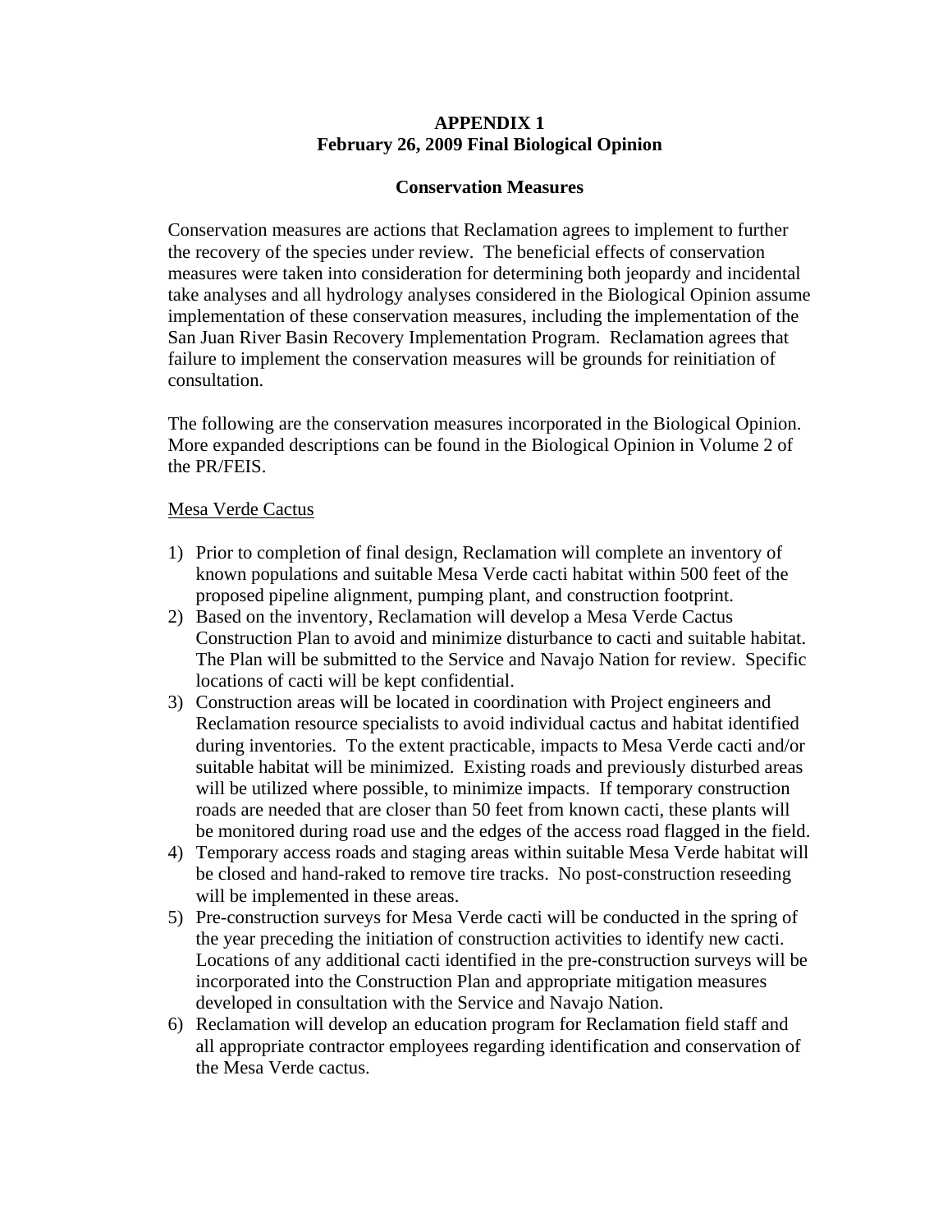**APPENDIX 1**
**February 26, 2009 Final Biological Opinion**

**Conservation Measures**

Conservation measures are actions that Reclamation agrees to implement to further the recovery of the species under review. The beneficial effects of conservation measures were taken into consideration for determining both jeopardy and incidental take analyses and all hydrology analyses considered in the Biological Opinion assume implementation of these conservation measures, including the implementation of the San Juan River Basin Recovery Implementation Program. Reclamation agrees that failure to implement the conservation measures will be grounds for reinitiation of consultation.

The following are the conservation measures incorporated in the Biological Opinion. More expanded descriptions can be found in the Biological Opinion in Volume 2 of the PR/FEIS.

<u>Mesa Verde Cactus</u>

1) Prior to completion of final design, Reclamation will complete an inventory of known populations and suitable Mesa Verde cacti habitat within 500 feet of the proposed pipeline alignment, pumping plant, and construction footprint.
2) Based on the inventory, Reclamation will develop a Mesa Verde Cactus Construction Plan to avoid and minimize disturbance to cacti and suitable habitat. The Plan will be submitted to the Service and Navajo Nation for review. Specific locations of cacti will be kept confidential.
3) Construction areas will be located in coordination with Project engineers and Reclamation resource specialists to avoid individual cactus and habitat identified during inventories. To the extent practicable, impacts to Mesa Verde cacti and/or suitable habitat will be minimized. Existing roads and previously disturbed areas will be utilized where possible, to minimize impacts. If temporary construction roads are needed that are closer than 50 feet from known cacti, these plants will be monitored during road use and the edges of the access road flagged in the field.
4) Temporary access roads and staging areas within suitable Mesa Verde habitat will be closed and hand-raked to remove tire tracks. No post-construction reseeding will be implemented in these areas.
5) Pre-construction surveys for Mesa Verde cacti will be conducted in the spring of the year preceding the initiation of construction activities to identify new cacti. Locations of any additional cacti identified in the pre-construction surveys will be incorporated into the Construction Plan and appropriate mitigation measures developed in consultation with the Service and Navajo Nation.
6) Reclamation will develop an education program for Reclamation field staff and all appropriate contractor employees regarding identification and conservation of the Mesa Verde cactus.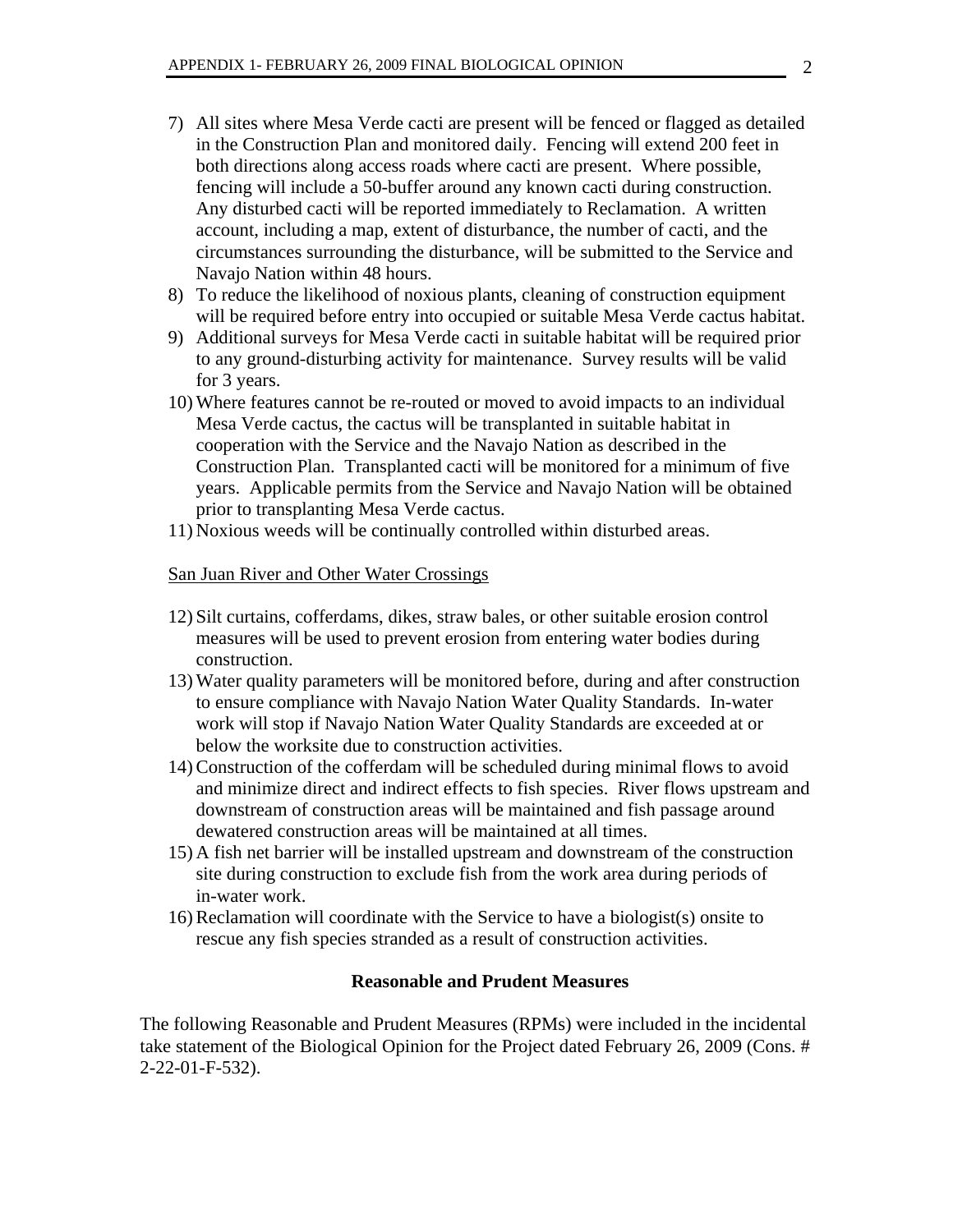7) All sites where Mesa Verde cacti are present will be fenced or flagged as detailed in the Construction Plan and monitored daily. Fencing will extend 200 feet in both directions along access roads where cacti are present. Where possible, fencing will include a 50-buffer around any known cacti during construction. Any disturbed cacti will be reported immediately to Reclamation. A written account, including a map, extent of disturbance, the number of cacti, and the circumstances surrounding the disturbance, will be submitted to the Service and Navajo Nation within 48 hours.
8) To reduce the likelihood of noxious plants, cleaning of construction equipment will be required before entry into occupied or suitable Mesa Verde cactus habitat.
9) Additional surveys for Mesa Verde cacti in suitable habitat will be required prior to any ground-disturbing activity for maintenance. Survey results will be valid for 3 years.
10) Where features cannot be re-routed or moved to avoid impacts to an individual Mesa Verde cactus, the cactus will be transplanted in suitable habitat in cooperation with the Service and the Navajo Nation as described in the Construction Plan. Transplanted cacti will be monitored for a minimum of five years. Applicable permits from the Service and Navajo Nation will be obtained prior to transplanting Mesa Verde cactus.
11) Noxious weeds will be continually controlled within disturbed areas.

<u>San Juan River and Other Water Crossings</u>

12) Silt curtains, cofferdams, dikes, straw bales, or other suitable erosion control measures will be used to prevent erosion from entering water bodies during construction.
13) Water quality parameters will be monitored before, during and after construction to ensure compliance with Navajo Nation Water Quality Standards. In-water work will stop if Navajo Nation Water Quality Standards are exceeded at or below the worksite due to construction activities.
14) Construction of the cofferdam will be scheduled during minimal flows to avoid and minimize direct and indirect effects to fish species. River flows upstream and downstream of construction areas will be maintained and fish passage around dewatered construction areas will be maintained at all times.
15) A fish net barrier will be installed upstream and downstream of the construction site during construction to exclude fish from the work area during periods of in-water work.
16) Reclamation will coordinate with the Service to have a biologist(s) onsite to rescue any fish species stranded as a result of construction activities.

### Reasonable and Prudent Measures

The following Reasonable and Prudent Measures (RPMs) were included in the incidental take statement of the Biological Opinion for the Project dated February 26, 2009 (Cons. # 2-22-01-F-532).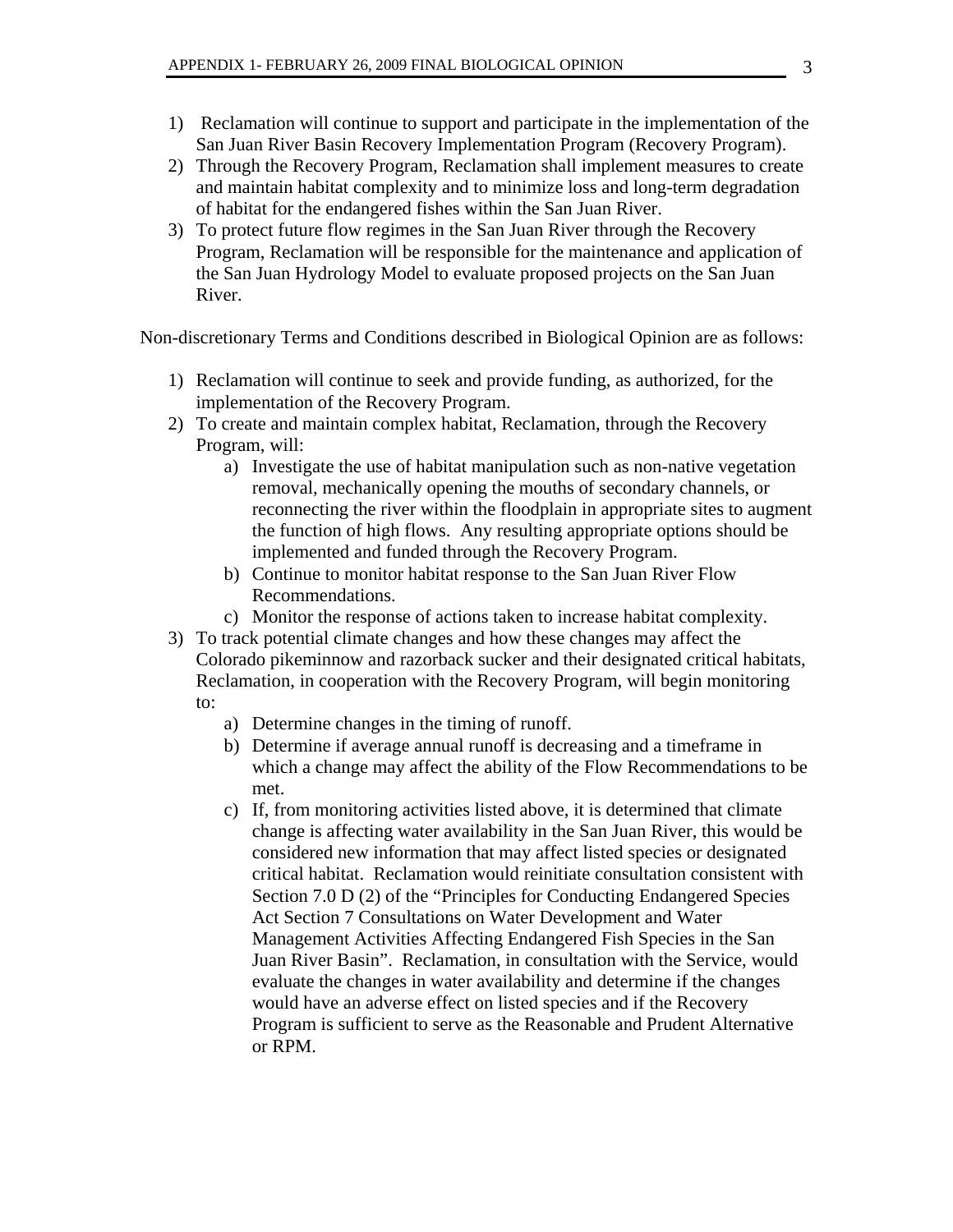1) Reclamation will continue to support and participate in the implementation of the San Juan River Basin Recovery Implementation Program (Recovery Program).
2) Through the Recovery Program, Reclamation shall implement measures to create and maintain habitat complexity and to minimize loss and long-term degradation of habitat for the endangered fishes within the San Juan River.
3) To protect future flow regimes in the San Juan River through the Recovery Program, Reclamation will be responsible for the maintenance and application of the San Juan Hydrology Model to evaluate proposed projects on the San Juan River.

Non-discretionary Terms and Conditions described in Biological Opinion are as follows:

1) Reclamation will continue to seek and provide funding, as authorized, for the implementation of the Recovery Program.
2) To create and maintain complex habitat, Reclamation, through the Recovery Program, will:
   a) Investigate the use of habitat manipulation such as non-native vegetation removal, mechanically opening the mouths of secondary channels, or reconnecting the river within the floodplain in appropriate sites to augment the function of high flows. Any resulting appropriate options should be implemented and funded through the Recovery Program.
   b) Continue to monitor habitat response to the San Juan River Flow Recommendations.
   c) Monitor the response of actions taken to increase habitat complexity.
3) To track potential climate changes and how these changes may affect the Colorado pikeminnow and razorback sucker and their designated critical habitats, Reclamation, in cooperation with the Recovery Program, will begin monitoring to:
   a) Determine changes in the timing of runoff.
   b) Determine if average annual runoff is decreasing and a timeframe in which a change may affect the ability of the Flow Recommendations to be met.
   c) If, from monitoring activities listed above, it is determined that climate change is affecting water availability in the San Juan River, this would be considered new information that may affect listed species or designated critical habitat. Reclamation would reinitiate consultation consistent with Section 7.0 D (2) of the "Principles for Conducting Endangered Species Act Section 7 Consultations on Water Development and Water Management Activities Affecting Endangered Fish Species in the San Juan River Basin". Reclamation, in consultation with the Service, would evaluate the changes in water availability and determine if the changes would have an adverse effect on listed species and if the Recovery Program is sufficient to serve as the Reasonable and Prudent Alternative or RPM.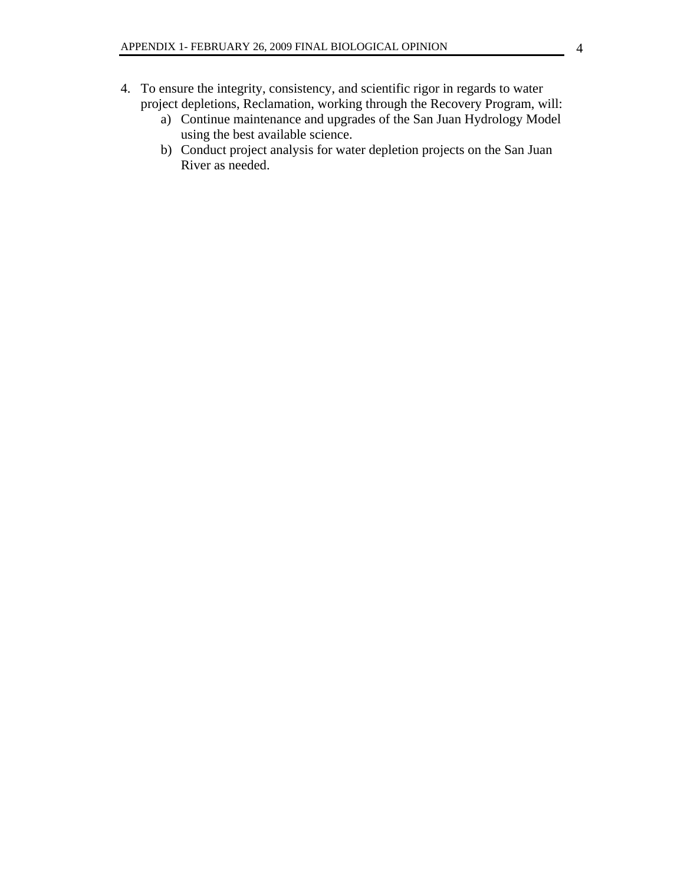4. To ensure the integrity, consistency, and scientific rigor in regards to water project depletions, Reclamation, working through the Recovery Program, will:
    a) Continue maintenance and upgrades of the San Juan Hydrology Model using the best available science.
    b) Conduct project analysis for water depletion projects on the San Juan River as needed.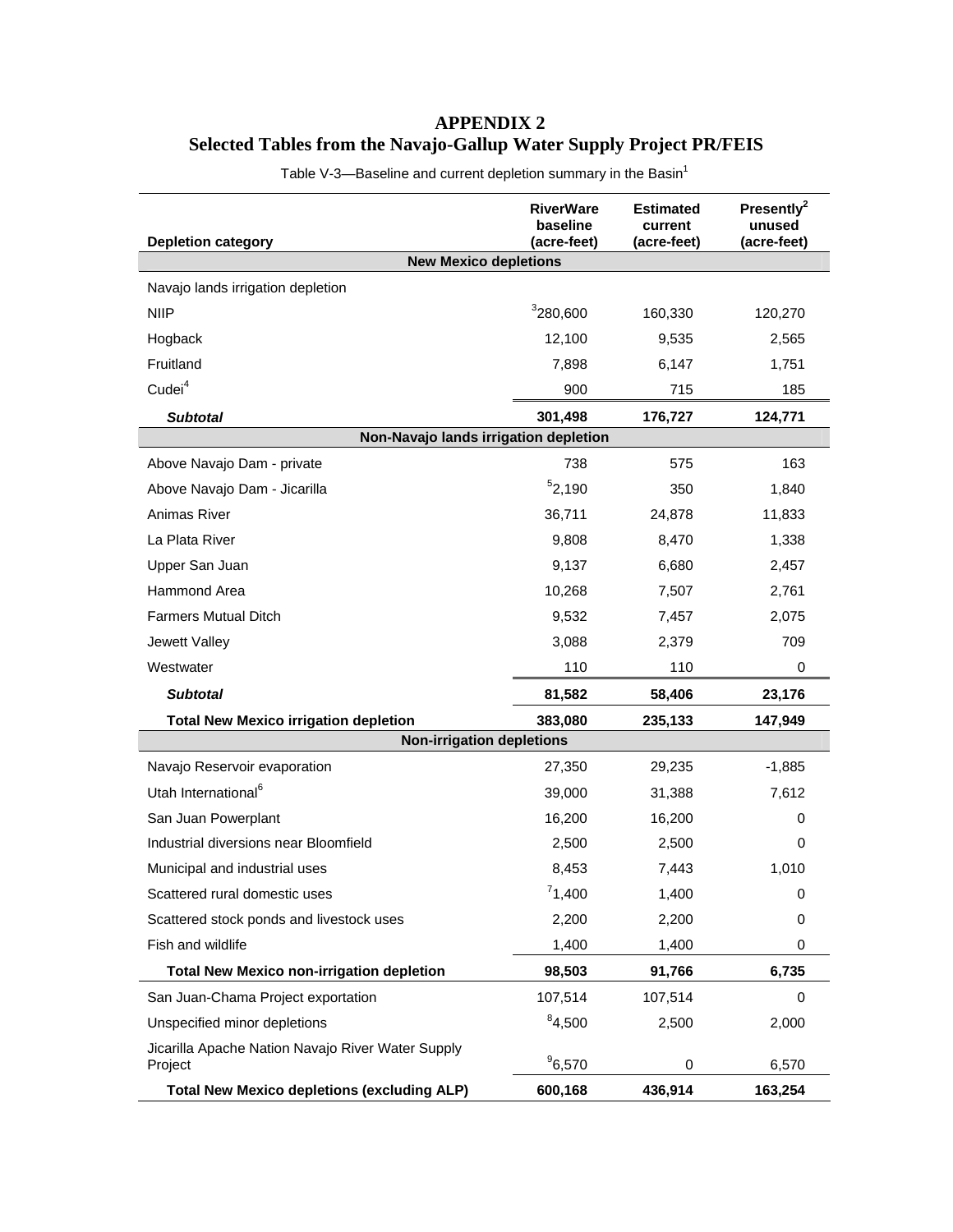# APPENDIX 2
## Selected Tables from the Navajo-Gallup Water Supply Project PR/FEIS

Table V-3—Baseline and current depletion summary in the Basin[1]

| Depletion category | RiverWare baseline (acre-feet) | Estimated current (acre-feet) | Presently[2] unused (acre-feet) |
|---|---|---|---|
| **New Mexico depletions** | | | |
| Navajo lands irrigation depletion | | | |
| NIIP | [3]280,600 | 160,330 | 120,270 |
| Hogback | 12,100 | 9,535 | 2,565 |
| Fruitland | 7,898 | 6,147 | 1,751 |
| Cudei[4] | 900 | 715 | 185 |
| ***Subtotal*** | **301,498** | **176,727** | **124,771** |
| **Non-Navajo lands irrigation depletion** | | | |
| Above Navajo Dam - private | 738 | 575 | 163 |
| Above Navajo Dam - Jicarilla | [5]2,190 | 350 | 1,840 |
| Animas River | 36,711 | 24,878 | 11,833 |
| La Plata River | 9,808 | 8,470 | 1,338 |
| Upper San Juan | 9,137 | 6,680 | 2,457 |
| Hammond Area | 10,268 | 7,507 | 2,761 |
| Farmers Mutual Ditch | 9,532 | 7,457 | 2,075 |
| Jewett Valley | 3,088 | 2,379 | 709 |
| Westwater | 110 | 110 | 0 |
| ***Subtotal*** | **81,582** | **58,406** | **23,176** |
| **Total New Mexico irrigation depletion** | **383,080** | **235,133** | **147,949** |
| **Non-irrigation depletions** | | | |
| Navajo Reservoir evaporation | 27,350 | 29,235 | -1,885 |
| Utah International[6] | 39,000 | 31,388 | 7,612 |
| San Juan Powerplant | 16,200 | 16,200 | 0 |
| Industrial diversions near Bloomfield | 2,500 | 2,500 | 0 |
| Municipal and industrial uses | 8,453 | 7,443 | 1,010 |
| Scattered rural domestic uses | [7]1,400 | 1,400 | 0 |
| Scattered stock ponds and livestock uses | 2,200 | 2,200 | 0 |
| Fish and wildlife | 1,400 | 1,400 | 0 |
| **Total New Mexico non-irrigation depletion** | **98,503** | **91,766** | **6,735** |
| San Juan-Chama Project exportation | 107,514 | 107,514 | 0 |
| Unspecified minor depletions | [8]4,500 | 2,500 | 2,000 |
| Jicarilla Apache Nation Navajo River Water Supply Project | [9]6,570 | 0 | 6,570 |
| **Total New Mexico depletions (excluding ALP)** | **600,168** | **436,914** | **163,254** |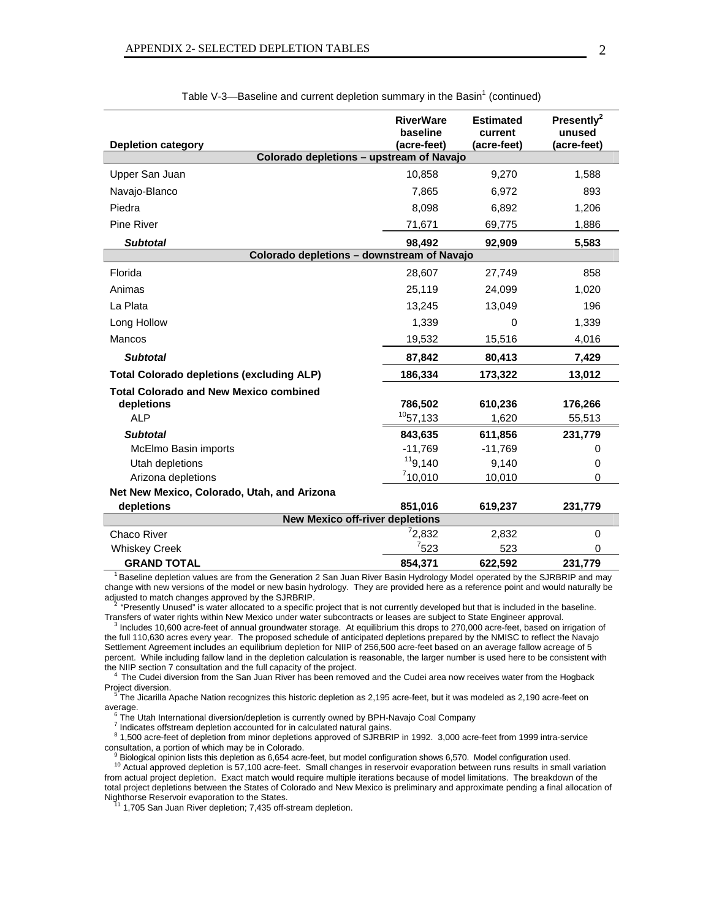Table V-3—Baseline and current depletion summary in the Basin[1] (continued)

| Depletion category | RiverWare baseline (acre-feet) | Estimated current (acre-feet) | Presently[2] unused (acre-feet) |
|---|---|---|---|
| **Colorado depletions – upstream of Navajo** | | | |
| Upper San Juan | 10,858 | 9,270 | 1,588 |
| Navajo-Blanco | 7,865 | 6,972 | 893 |
| Piedra | 8,098 | 6,892 | 1,206 |
| Pine River | 71,671 | 69,775 | 1,886 |
| ***Subtotal*** | **98,492** | **92,909** | **5,583** |
| **Colorado depletions – downstream of Navajo** | | | |
| Florida | 28,607 | 27,749 | 858 |
| Animas | 25,119 | 24,099 | 1,020 |
| La Plata | 13,245 | 13,049 | 196 |
| Long Hollow | 1,339 | 0 | 1,339 |
| Mancos | 19,532 | 15,516 | 4,016 |
| ***Subtotal*** | **87,842** | **80,413** | **7,429** |
| **Total Colorado depletions (excluding ALP)** | **186,334** | **173,322** | **13,012** |
| **Total Colorado and New Mexico combined depletions** | **786,502** | **610,236** | **176,266** |
| ALP | [10]57,133 | 1,620 | 55,513 |
| ***Subtotal*** | **843,635** | **611,856** | **231,779** |
| McElmo Basin imports | -11,769 | -11,769 | 0 |
| Utah depletions | [11]9,140 | 9,140 | 0 |
| Arizona depletions | [7]10,010 | 10,010 | 0 |
| **Net New Mexico, Colorado, Utah, and Arizona depletions** | **851,016** | **619,237** | **231,779** |
| **New Mexico off-river depletions** | | | |
| Chaco River | [7]2,832 | 2,832 | 0 |
| Whiskey Creek | [7]523 | 523 | 0 |
| **GRAND TOTAL** | **854,371** | **622,592** | **231,779** |

[1] Baseline depletion values are from the Generation 2 San Juan River Basin Hydrology Model operated by the SJRBRIP and may change with new versions of the model or new basin hydrology. They are provided here as a reference point and would naturally be adjusted to match changes approved by the SJRBRIP.

[2] "Presently Unused" is water allocated to a specific project that is not currently developed but that is included in the baseline. Transfers of water rights within New Mexico under water subcontracts or leases are subject to State Engineer approval.

[3] Includes 10,600 acre-feet of annual groundwater storage. At equilibrium this drops to 270,000 acre-feet, based on irrigation of the full 110,630 acres every year. The proposed schedule of anticipated depletions prepared by the NMISC to reflect the Navajo Settlement Agreement includes an equilibrium depletion for NIIP of 256,500 acre-feet based on an average fallow acreage of 5 percent. While including fallow land in the depletion calculation is reasonable, the larger number is used here to be consistent with the NIIP section 7 consultation and the full capacity of the project.

[4] The Cudei diversion from the San Juan River has been removed and the Cudei area now receives water from the Hogback Project diversion.

[5] The Jicarilla Apache Nation recognizes this historic depletion as 2,195 acre-feet, but it was modeled as 2,190 acre-feet on average.

[6] The Utah International diversion/depletion is currently owned by BPH-Navajo Coal Company

[7] Indicates offstream depletion accounted for in calculated natural gains.

[8] 1,500 acre-feet of depletion from minor depletions approved of SJRBRIP in 1992. 3,000 acre-feet from 1999 intra-service consultation, a portion of which may be in Colorado.

[9] Biological opinion lists this depletion as 6,654 acre-feet, but model configuration shows 6,570. Model configuration used.

[10] Actual approved depletion is 57,100 acre-feet. Small changes in reservoir evaporation between runs results in small variation from actual project depletion. Exact match would require multiple iterations because of model limitations. The breakdown of the total project depletions between the States of Colorado and New Mexico is preliminary and approximate pending a final allocation of Nighthorse Reservoir evaporation to the States.

[11] 1,705 San Juan River depletion; 7,435 off-stream depletion.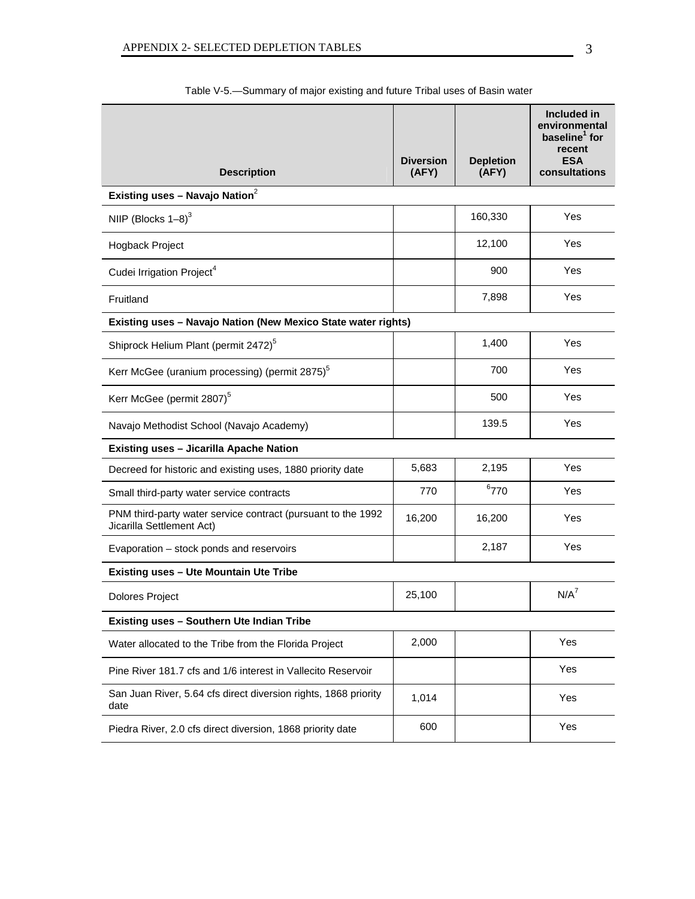Table V-5.—Summary of major existing and future Tribal uses of Basin water

| Description | Diversion (AFY) | Depletion (AFY) | Included in environmental baseline[1] for recent ESA consultations |
|---|---|---|---|
| **Existing uses – Navajo Nation[2]** | | | |
| NIIP (Blocks 1–8)[3] | | 160,330 | Yes |
| Hogback Project | | 12,100 | Yes |
| Cudei Irrigation Project[4] | | 900 | Yes |
| Fruitland | | 7,898 | Yes |
| **Existing uses – Navajo Nation (New Mexico State water rights)** | | | |
| Shiprock Helium Plant (permit 2472)[5] | | 1,400 | Yes |
| Kerr McGee (uranium processing) (permit 2875)[5] | | 700 | Yes |
| Kerr McGee (permit 2807)[5] | | 500 | Yes |
| Navajo Methodist School (Navajo Academy) | | 139.5 | Yes |
| **Existing uses – Jicarilla Apache Nation** | | | |
| Decreed for historic and existing uses, 1880 priority date | 5,683 | 2,195 | Yes |
| Small third-party water service contracts | 770 | [6]770 | Yes |
| PNM third-party water service contract (pursuant to the 1992 Jicarilla Settlement Act) | 16,200 | 16,200 | Yes |
| Evaporation – stock ponds and reservoirs | | 2,187 | Yes |
| **Existing uses – Ute Mountain Ute Tribe** | | | |
| Dolores Project | 25,100 | | N/A[7] |
| **Existing uses – Southern Ute Indian Tribe** | | | |
| Water allocated to the Tribe from the Florida Project | 2,000 | | Yes |
| Pine River 181.7 cfs and 1/6 interest in Vallecito Reservoir | | | Yes |
| San Juan River, 5.64 cfs direct diversion rights, 1868 priority date | 1,014 | | Yes |
| Piedra River, 2.0 cfs direct diversion, 1868 priority date | 600 | | Yes |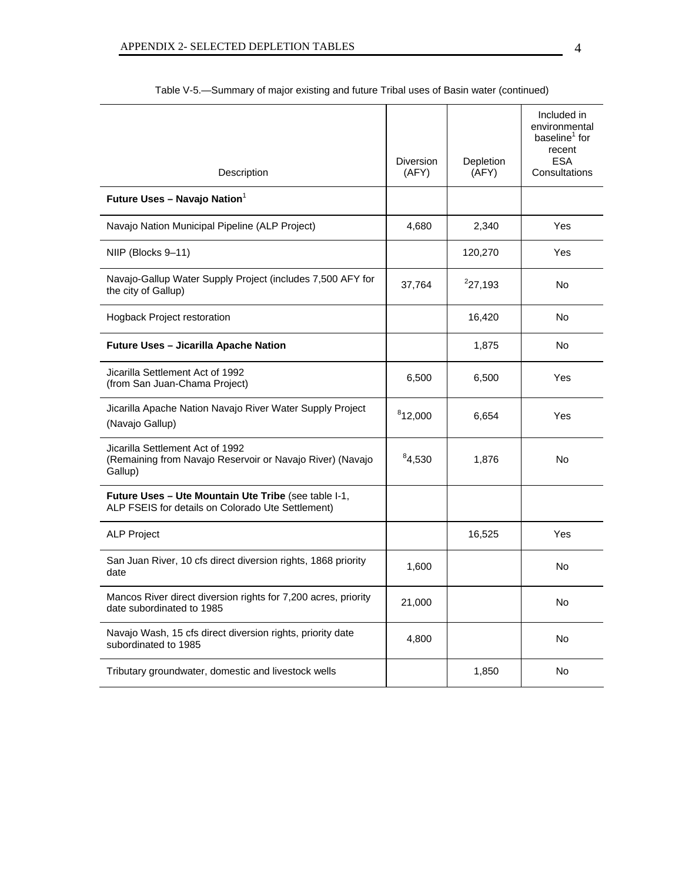Table V-5.—Summary of major existing and future Tribal uses of Basin water (continued)

| Description | Diversion (AFY) | Depletion (AFY) | Included in environmental baseline[1] for recent ESA Consultations |
|---|---|---|---|
| **Future Uses – Navajo Nation**[1] | | | |
| Navajo Nation Municipal Pipeline (ALP Project) | 4,680 | 2,340 | Yes |
| NIIP (Blocks 9–11) | | 120,270 | Yes |
| Navajo-Gallup Water Supply Project (includes 7,500 AFY for the city of Gallup) | 37,764 | [2]27,193 | No |
| Hogback Project restoration | | 16,420 | No |
| **Future Uses – Jicarilla Apache Nation** | | 1,875 | No |
| Jicarilla Settlement Act of 1992 (from San Juan-Chama Project) | 6,500 | 6,500 | Yes |
| Jicarilla Apache Nation Navajo River Water Supply Project (Navajo Gallup) | [8]12,000 | 6,654 | Yes |
| Jicarilla Settlement Act of 1992 (Remaining from Navajo Reservoir or Navajo River) (Navajo Gallup) | [8]4,530 | 1,876 | No |
| **Future Uses – Ute Mountain Ute Tribe** (see table I-1, ALP FSEIS for details on Colorado Ute Settlement) | | | |
| ALP Project | | 16,525 | Yes |
| San Juan River, 10 cfs direct diversion rights, 1868 priority date | 1,600 | | No |
| Mancos River direct diversion rights for 7,200 acres, priority date subordinated to 1985 | 21,000 | | No |
| Navajo Wash, 15 cfs direct diversion rights, priority date subordinated to 1985 | 4,800 | | No |
| Tributary groundwater, domestic and livestock wells | | 1,850 | No |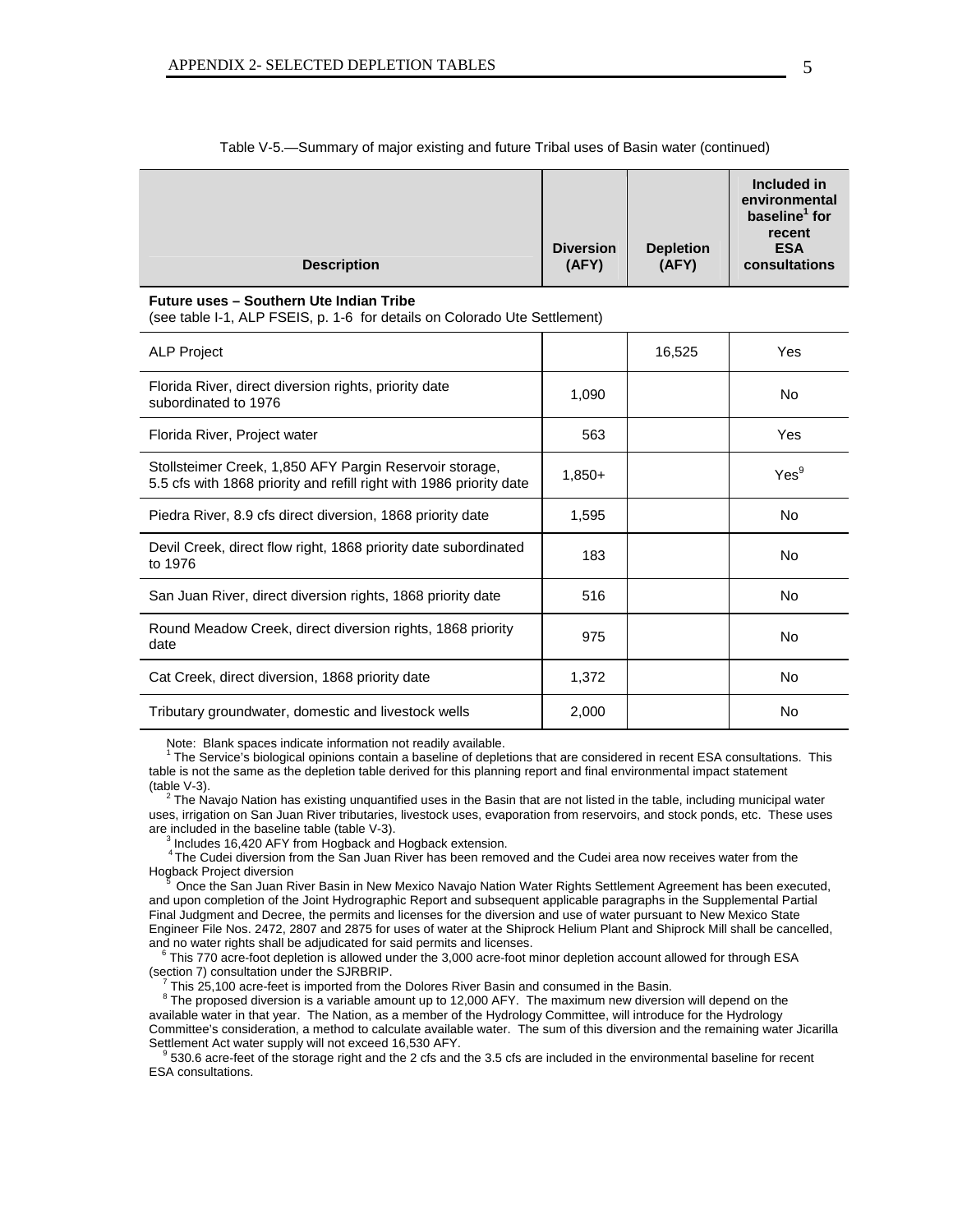Table V-5.—Summary of major existing and future Tribal uses of Basin water (continued)

| Description | Diversion (AFY) | Depletion (AFY) | Included in environmental baseline[1] for recent ESA consultations |
|---|---|---|---|
| **Future uses – Southern Ute Indian Tribe** (see table I-1, ALP FSEIS, p. 1-6 for details on Colorado Ute Settlement) | | | |
| ALP Project | | 16,525 | Yes |
| Florida River, direct diversion rights, priority date subordinated to 1976 | 1,090 | | No |
| Florida River, Project water | 563 | | Yes |
| Stollsteimer Creek, 1,850 AFY Pargin Reservoir storage, 5.5 cfs with 1868 priority and refill right with 1986 priority date | 1,850+ | | Yes[9] |
| Piedra River, 8.9 cfs direct diversion, 1868 priority date | 1,595 | | No |
| Devil Creek, direct flow right, 1868 priority date subordinated to 1976 | 183 | | No |
| San Juan River, direct diversion rights, 1868 priority date | 516 | | No |
| Round Meadow Creek, direct diversion rights, 1868 priority date | 975 | | No |
| Cat Creek, direct diversion, 1868 priority date | 1,372 | | No |
| Tributary groundwater, domestic and livestock wells | 2,000 | | No |

Note: Blank spaces indicate information not readily available.

[1] The Service's biological opinions contain a baseline of depletions that are considered in recent ESA consultations. This table is not the same as the depletion table derived for this planning report and final environmental impact statement (table V-3).

[2] The Navajo Nation has existing unquantified uses in the Basin that are not listed in the table, including municipal water uses, irrigation on San Juan River tributaries, livestock uses, evaporation from reservoirs, and stock ponds, etc. These uses are included in the baseline table (table V-3).

[3] Includes 16,420 AFY from Hogback and Hogback extension.

[4] The Cudei diversion from the San Juan River has been removed and the Cudei area now receives water from the Hogback Project diversion

[5] Once the San Juan River Basin in New Mexico Navajo Nation Water Rights Settlement Agreement has been executed, and upon completion of the Joint Hydrographic Report and subsequent applicable paragraphs in the Supplemental Partial Final Judgment and Decree, the permits and licenses for the diversion and use of water pursuant to New Mexico State Engineer File Nos. 2472, 2807 and 2875 for uses of water at the Shiprock Helium Plant and Shiprock Mill shall be cancelled, and no water rights shall be adjudicated for said permits and licenses.

[6] This 770 acre-foot depletion is allowed under the 3,000 acre-foot minor depletion account allowed for through ESA (section 7) consultation under the SJRBRIP.

[7] This 25,100 acre-feet is imported from the Dolores River Basin and consumed in the Basin.

[8] The proposed diversion is a variable amount up to 12,000 AFY. The maximum new diversion will depend on the available water in that year. The Nation, as a member of the Hydrology Committee, will introduce for the Hydrology Committee's consideration, a method to calculate available water. The sum of this diversion and the remaining water Jicarilla Settlement Act water supply will not exceed 16,530 AFY.

[9] 530.6 acre-feet of the storage right and the 2 cfs and the 3.5 cfs are included in the environmental baseline for recent ESA consultations.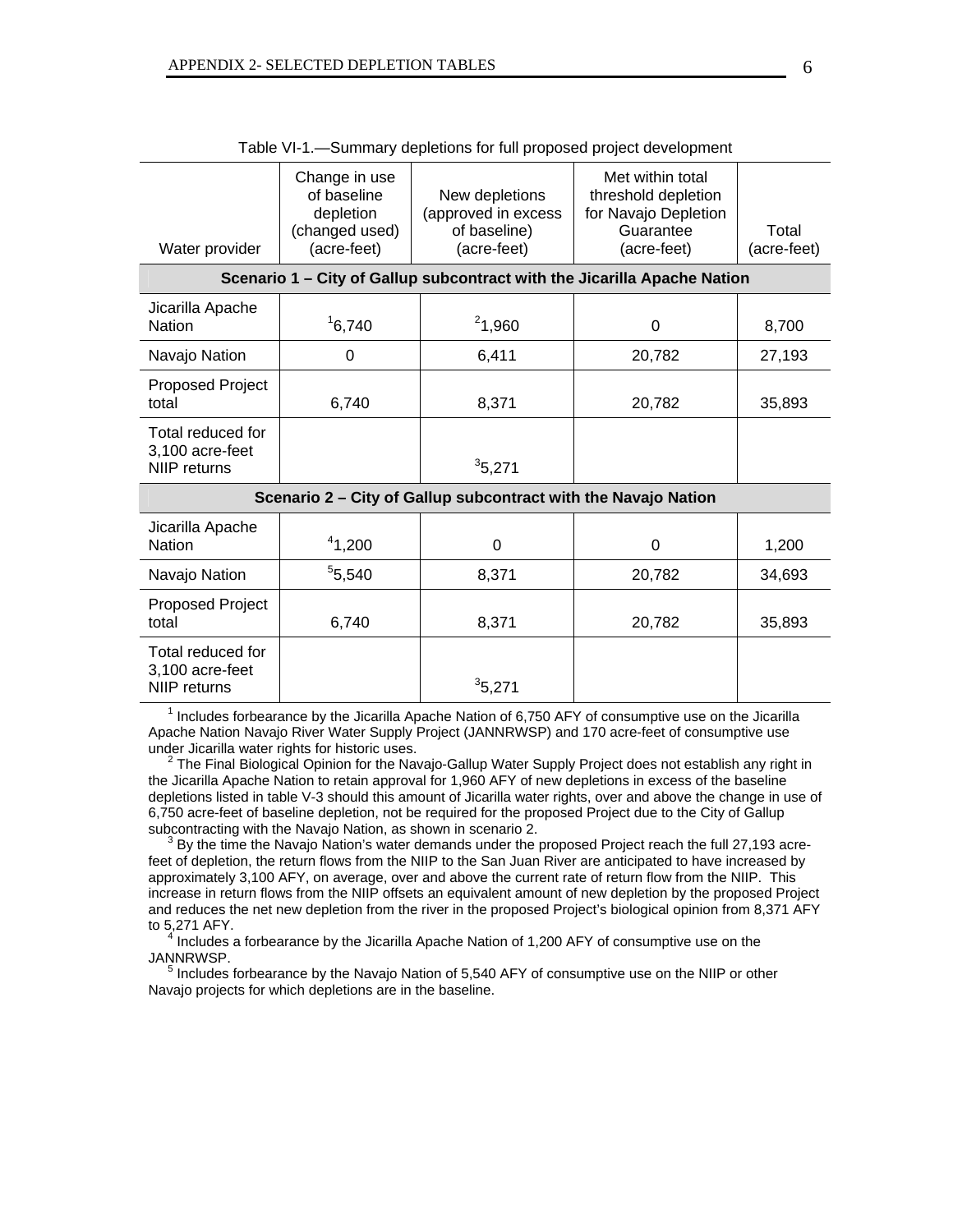Table VI-1.—Summary depletions for full proposed project development

| Water provider | Change in use of baseline depletion (changed used) (acre-feet) | New depletions (approved in excess of baseline) (acre-feet) | Met within total threshold depletion for Navajo Depletion Guarantee (acre-feet) | Total (acre-feet) |
|---|---|---|---|---|
| **Scenario 1 – City of Gallup subcontract with the Jicarilla Apache Nation** | | | | |
| Jicarilla Apache Nation | [1]6,740 | [2]1,960 | 0 | 8,700 |
| Navajo Nation | 0 | 6,411 | 20,782 | 27,193 |
| Proposed Project total | 6,740 | 8,371 | 20,782 | 35,893 |
| Total reduced for 3,100 acre-feet NIIP returns | | [3]5,271 | | |
| **Scenario 2 – City of Gallup subcontract with the Navajo Nation** | | | | |
| Jicarilla Apache Nation | [4]1,200 | 0 | 0 | 1,200 |
| Navajo Nation | [5]5,540 | 8,371 | 20,782 | 34,693 |
| Proposed Project total | 6,740 | 8,371 | 20,782 | 35,893 |
| Total reduced for 3,100 acre-feet NIIP returns | | [3]5,271 | | |

[1] Includes forbearance by the Jicarilla Apache Nation of 6,750 AFY of consumptive use on the Jicarilla Apache Nation Navajo River Water Supply Project (JANNRWSP) and 170 acre-feet of consumptive use under Jicarilla water rights for historic uses.

[2] The Final Biological Opinion for the Navajo-Gallup Water Supply Project does not establish any right in the Jicarilla Apache Nation to retain approval for 1,960 AFY of new depletions in excess of the baseline depletions listed in table V-3 should this amount of Jicarilla water rights, over and above the change in use of 6,750 acre-feet of baseline depletion, not be required for the proposed Project due to the City of Gallup subcontracting with the Navajo Nation, as shown in scenario 2.

[3] By the time the Navajo Nation's water demands under the proposed Project reach the full 27,193 acre-feet of depletion, the return flows from the NIIP to the San Juan River are anticipated to have increased by approximately 3,100 AFY, on average, over and above the current rate of return flow from the NIIP. This increase in return flows from the NIIP offsets an equivalent amount of new depletion by the proposed Project and reduces the net new depletion from the river in the proposed Project's biological opinion from 8,371 AFY to 5,271 AFY.

[4] Includes a forbearance by the Jicarilla Apache Nation of 1,200 AFY of consumptive use on the JANNRWSP.

[5] Includes forbearance by the Navajo Nation of 5,540 AFY of consumptive use on the NIIP or other Navajo projects for which depletions are in the baseline.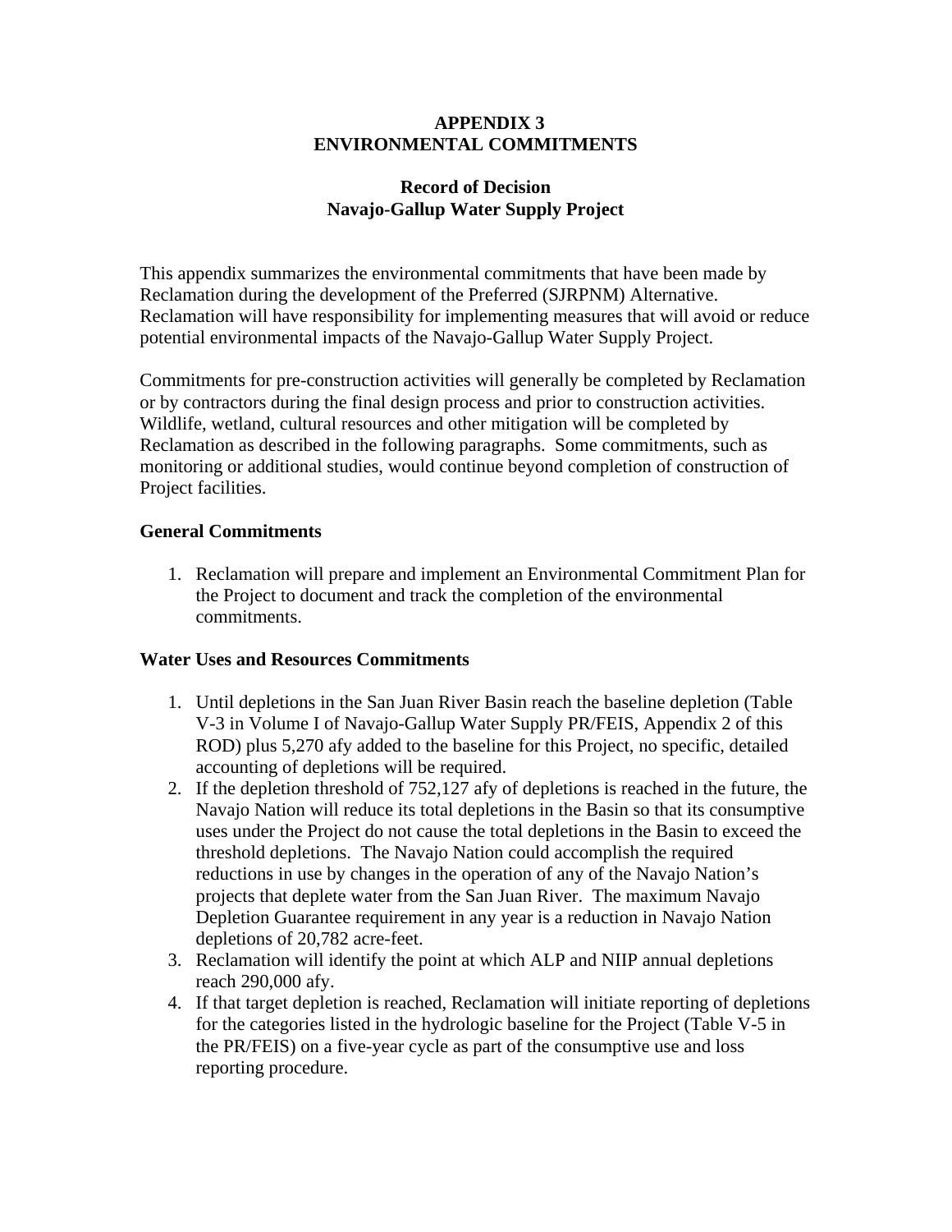# APPENDIX 3
# ENVIRONMENTAL COMMITMENTS

## Record of Decision
## Navajo-Gallup Water Supply Project

This appendix summarizes the environmental commitments that have been made by Reclamation during the development of the Preferred (SJRPNM) Alternative. Reclamation will have responsibility for implementing measures that will avoid or reduce potential environmental impacts of the Navajo-Gallup Water Supply Project.

Commitments for pre-construction activities will generally be completed by Reclamation or by contractors during the final design process and prior to construction activities. Wildlife, wetland, cultural resources and other mitigation will be completed by Reclamation as described in the following paragraphs. Some commitments, such as monitoring or additional studies, would continue beyond completion of construction of Project facilities.

### General Commitments

1. Reclamation will prepare and implement an Environmental Commitment Plan for the Project to document and track the completion of the environmental commitments.

### Water Uses and Resources Commitments

1. Until depletions in the San Juan River Basin reach the baseline depletion (Table V-3 in Volume I of Navajo-Gallup Water Supply PR/FEIS, Appendix 2 of this ROD) plus 5,270 afy added to the baseline for this Project, no specific, detailed accounting of depletions will be required.
2. If the depletion threshold of 752,127 afy of depletions is reached in the future, the Navajo Nation will reduce its total depletions in the Basin so that its consumptive uses under the Project do not cause the total depletions in the Basin to exceed the threshold depletions. The Navajo Nation could accomplish the required reductions in use by changes in the operation of any of the Navajo Nation's projects that deplete water from the San Juan River. The maximum Navajo Depletion Guarantee requirement in any year is a reduction in Navajo Nation depletions of 20,782 acre-feet.
3. Reclamation will identify the point at which ALP and NIIP annual depletions reach 290,000 afy.
4. If that target depletion is reached, Reclamation will initiate reporting of depletions for the categories listed in the hydrologic baseline for the Project (Table V-5 in the PR/FEIS) on a five-year cycle as part of the consumptive use and loss reporting procedure.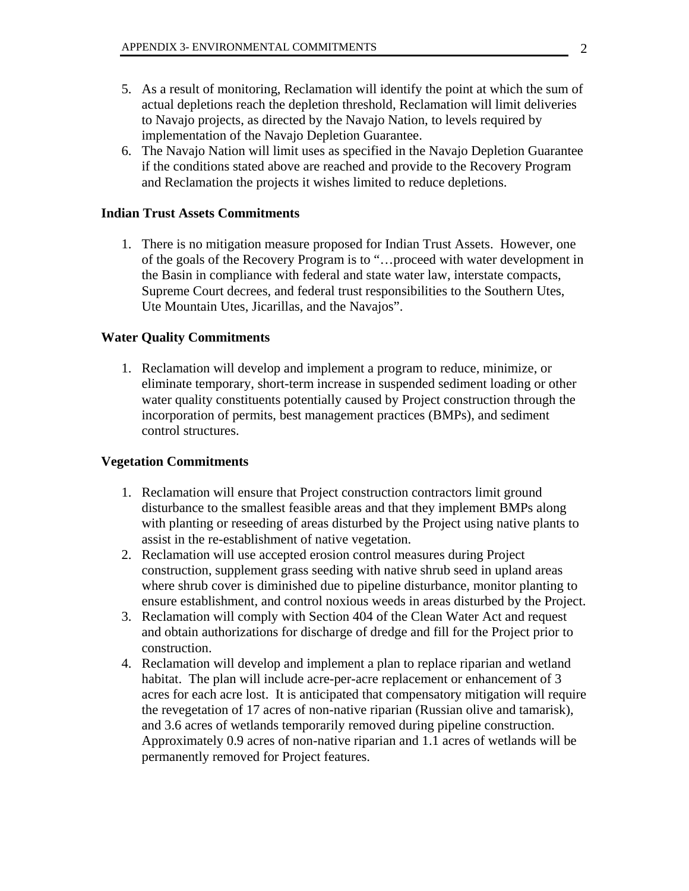5. As a result of monitoring, Reclamation will identify the point at which the sum of actual depletions reach the depletion threshold, Reclamation will limit deliveries to Navajo projects, as directed by the Navajo Nation, to levels required by implementation of the Navajo Depletion Guarantee.
6. The Navajo Nation will limit uses as specified in the Navajo Depletion Guarantee if the conditions stated above are reached and provide to the Recovery Program and Reclamation the projects it wishes limited to reduce depletions.

**Indian Trust Assets Commitments**

1. There is no mitigation measure proposed for Indian Trust Assets. However, one of the goals of the Recovery Program is to "…proceed with water development in the Basin in compliance with federal and state water law, interstate compacts, Supreme Court decrees, and federal trust responsibilities to the Southern Utes, Ute Mountain Utes, Jicarillas, and the Navajos".

**Water Quality Commitments**

1. Reclamation will develop and implement a program to reduce, minimize, or eliminate temporary, short-term increase in suspended sediment loading or other water quality constituents potentially caused by Project construction through the incorporation of permits, best management practices (BMPs), and sediment control structures.

**Vegetation Commitments**

1. Reclamation will ensure that Project construction contractors limit ground disturbance to the smallest feasible areas and that they implement BMPs along with planting or reseeding of areas disturbed by the Project using native plants to assist in the re-establishment of native vegetation.
2. Reclamation will use accepted erosion control measures during Project construction, supplement grass seeding with native shrub seed in upland areas where shrub cover is diminished due to pipeline disturbance, monitor planting to ensure establishment, and control noxious weeds in areas disturbed by the Project.
3. Reclamation will comply with Section 404 of the Clean Water Act and request and obtain authorizations for discharge of dredge and fill for the Project prior to construction.
4. Reclamation will develop and implement a plan to replace riparian and wetland habitat. The plan will include acre-per-acre replacement or enhancement of 3 acres for each acre lost. It is anticipated that compensatory mitigation will require the revegetation of 17 acres of non-native riparian (Russian olive and tamarisk), and 3.6 acres of wetlands temporarily removed during pipeline construction. Approximately 0.9 acres of non-native riparian and 1.1 acres of wetlands will be permanently removed for Project features.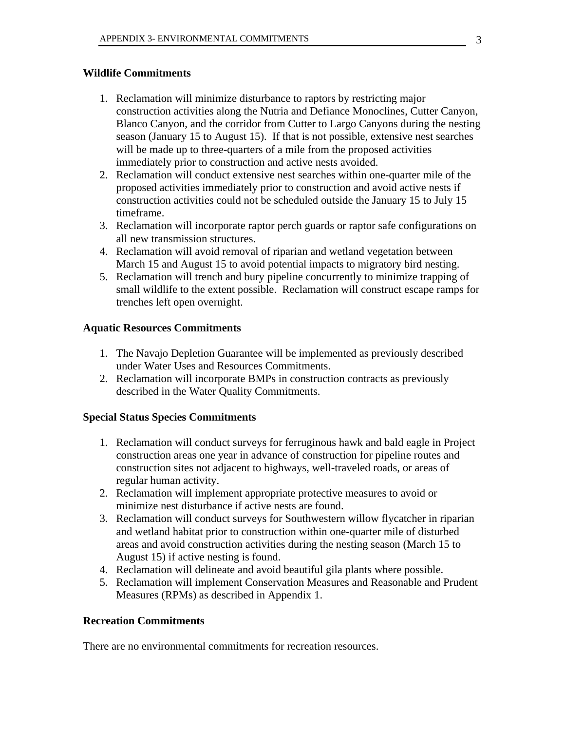### Wildlife Commitments

1. Reclamation will minimize disturbance to raptors by restricting major construction activities along the Nutria and Defiance Monoclines, Cutter Canyon, Blanco Canyon, and the corridor from Cutter to Largo Canyons during the nesting season (January 15 to August 15). If that is not possible, extensive nest searches will be made up to three-quarters of a mile from the proposed activities immediately prior to construction and active nests avoided.
2. Reclamation will conduct extensive nest searches within one-quarter mile of the proposed activities immediately prior to construction and avoid active nests if construction activities could not be scheduled outside the January 15 to July 15 timeframe.
3. Reclamation will incorporate raptor perch guards or raptor safe configurations on all new transmission structures.
4. Reclamation will avoid removal of riparian and wetland vegetation between March 15 and August 15 to avoid potential impacts to migratory bird nesting.
5. Reclamation will trench and bury pipeline concurrently to minimize trapping of small wildlife to the extent possible. Reclamation will construct escape ramps for trenches left open overnight.

### Aquatic Resources Commitments

1. The Navajo Depletion Guarantee will be implemented as previously described under Water Uses and Resources Commitments.
2. Reclamation will incorporate BMPs in construction contracts as previously described in the Water Quality Commitments.

### Special Status Species Commitments

1. Reclamation will conduct surveys for ferruginous hawk and bald eagle in Project construction areas one year in advance of construction for pipeline routes and construction sites not adjacent to highways, well-traveled roads, or areas of regular human activity.
2. Reclamation will implement appropriate protective measures to avoid or minimize nest disturbance if active nests are found.
3. Reclamation will conduct surveys for Southwestern willow flycatcher in riparian and wetland habitat prior to construction within one-quarter mile of disturbed areas and avoid construction activities during the nesting season (March 15 to August 15) if active nesting is found.
4. Reclamation will delineate and avoid beautiful gila plants where possible.
5. Reclamation will implement Conservation Measures and Reasonable and Prudent Measures (RPMs) as described in Appendix 1.

### Recreation Commitments

There are no environmental commitments for recreation resources.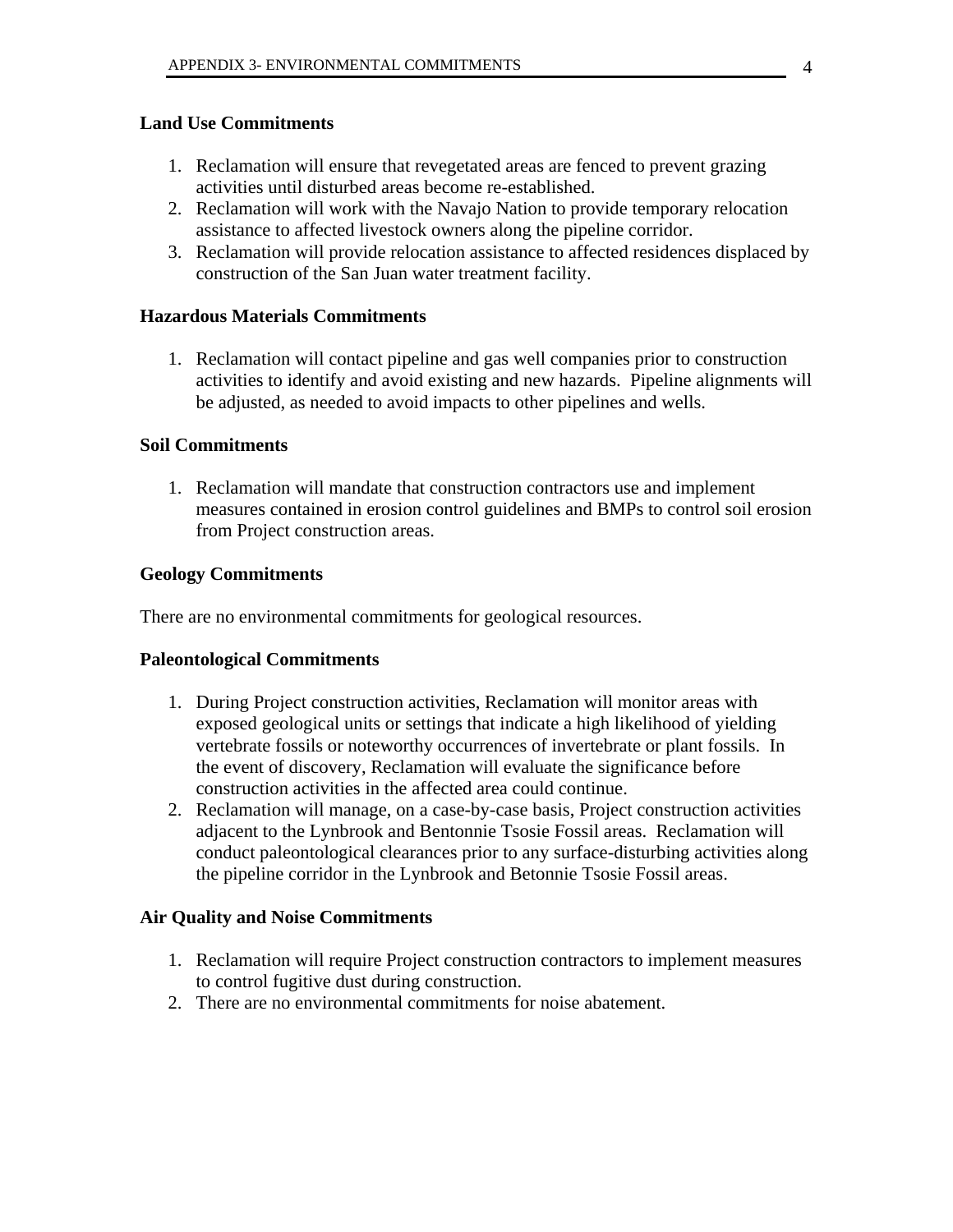**Land Use Commitments**

1. Reclamation will ensure that revegetated areas are fenced to prevent grazing activities until disturbed areas become re-established.
2. Reclamation will work with the Navajo Nation to provide temporary relocation assistance to affected livestock owners along the pipeline corridor.
3. Reclamation will provide relocation assistance to affected residences displaced by construction of the San Juan water treatment facility.

**Hazardous Materials Commitments**

1. Reclamation will contact pipeline and gas well companies prior to construction activities to identify and avoid existing and new hazards. Pipeline alignments will be adjusted, as needed to avoid impacts to other pipelines and wells.

**Soil Commitments**

1. Reclamation will mandate that construction contractors use and implement measures contained in erosion control guidelines and BMPs to control soil erosion from Project construction areas.

**Geology Commitments**

There are no environmental commitments for geological resources.

**Paleontological Commitments**

1. During Project construction activities, Reclamation will monitor areas with exposed geological units or settings that indicate a high likelihood of yielding vertebrate fossils or noteworthy occurrences of invertebrate or plant fossils. In the event of discovery, Reclamation will evaluate the significance before construction activities in the affected area could continue.
2. Reclamation will manage, on a case-by-case basis, Project construction activities adjacent to the Lynbrook and Bentonnie Tsosie Fossil areas. Reclamation will conduct paleontological clearances prior to any surface-disturbing activities along the pipeline corridor in the Lynbrook and Betonnie Tsosie Fossil areas.

**Air Quality and Noise Commitments**

1. Reclamation will require Project construction contractors to implement measures to control fugitive dust during construction.
2. There are no environmental commitments for noise abatement.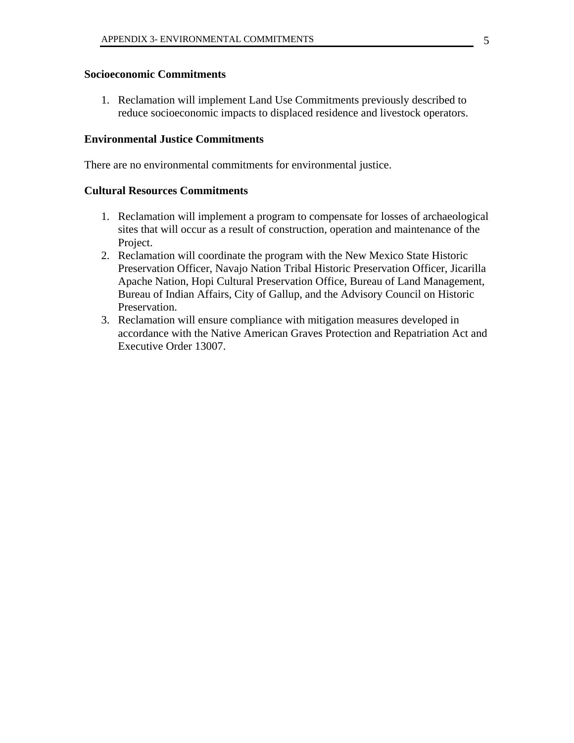**Socioeconomic Commitments**

1. Reclamation will implement Land Use Commitments previously described to reduce socioeconomic impacts to displaced residence and livestock operators.

**Environmental Justice Commitments**

There are no environmental commitments for environmental justice.

**Cultural Resources Commitments**

1. Reclamation will implement a program to compensate for losses of archaeological sites that will occur as a result of construction, operation and maintenance of the Project.
2. Reclamation will coordinate the program with the New Mexico State Historic Preservation Officer, Navajo Nation Tribal Historic Preservation Officer, Jicarilla Apache Nation, Hopi Cultural Preservation Office, Bureau of Land Management, Bureau of Indian Affairs, City of Gallup, and the Advisory Council on Historic Preservation.
3. Reclamation will ensure compliance with mitigation measures developed in accordance with the Native American Graves Protection and Repatriation Act and Executive Order 13007.